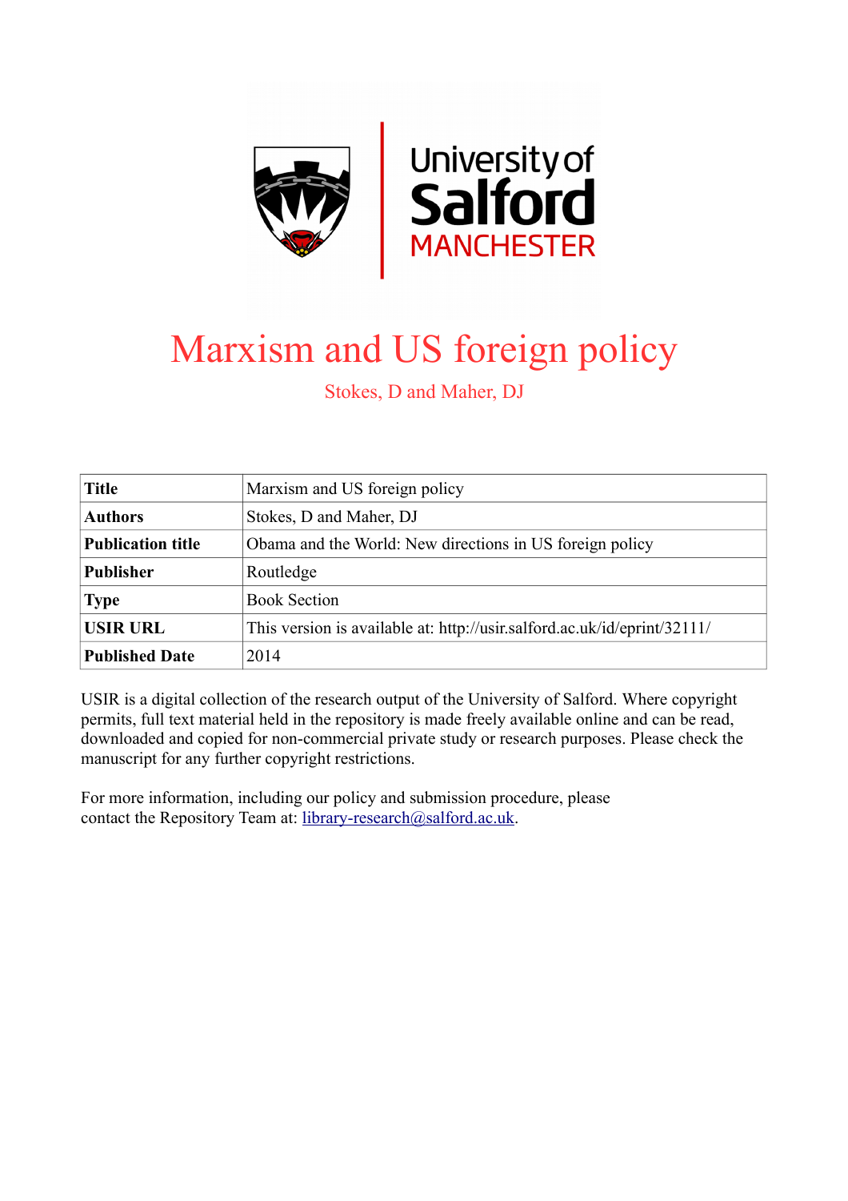# Marxism and US foreign policy

Stokes, D and Maher, DJ

| Title | Marxism and US foreign policy |
|---|---|
| Authors | Stokes, D and Maher, DJ |
| Publication title | Obama and the World: New directions in US foreign policy |
| Publisher | Routledge |
| Type | Book Section |
| USIR URL | This version is available at: http://usir.salford.ac.uk/id/eprint/32111/ |
| Published Date | 2014 |

USIR is a digital collection of the research output of the University of Salford. Where copyright permits, full text material held in the repository is made freely available online and can be read, downloaded and copied for non-commercial private study or research purposes. Please check the manuscript for any further copyright restrictions.

For more information, including our policy and submission procedure, please contact the Repository Team at: library-research@salford.ac.uk.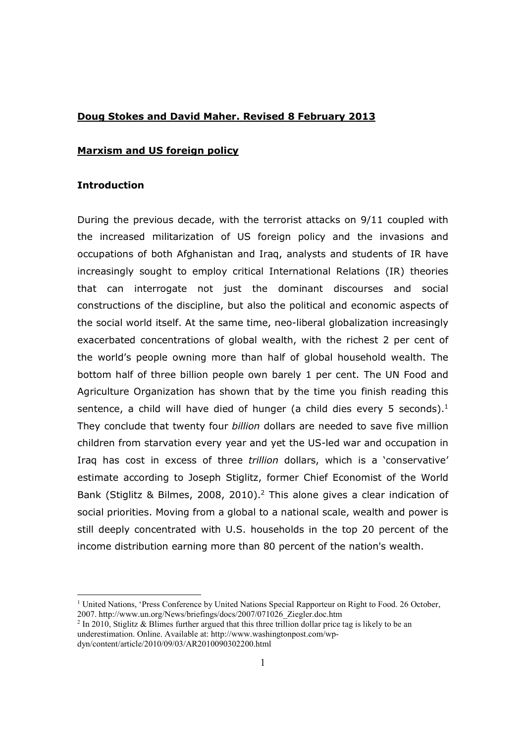**Doug Stokes and David Maher. Revised 8 February 2013**

**Marxism and US foreign policy**

## Introduction

During the previous decade, with the terrorist attacks on 9/11 coupled with the increased militarization of US foreign policy and the invasions and occupations of both Afghanistan and Iraq, analysts and students of IR have increasingly sought to employ critical International Relations (IR) theories that can interrogate not just the dominant discourses and social constructions of the discipline, but also the political and economic aspects of the social world itself. At the same time, neo-liberal globalization increasingly exacerbated concentrations of global wealth, with the richest 2 per cent of the world's people owning more than half of global household wealth. The bottom half of three billion people own barely 1 per cent. The UN Food and Agriculture Organization has shown that by the time you finish reading this sentence, a child will have died of hunger (a child dies every 5 seconds).[1] They conclude that twenty four *billion* dollars are needed to save five million children from starvation every year and yet the US-led war and occupation in Iraq has cost in excess of three *trillion* dollars, which is a 'conservative' estimate according to Joseph Stiglitz, former Chief Economist of the World Bank (Stiglitz & Bilmes, 2008, 2010).[2] This alone gives a clear indication of social priorities. Moving from a global to a national scale, wealth and power is still deeply concentrated with U.S. households in the top 20 percent of the income distribution earning more than 80 percent of the nation's wealth.

---

[1] United Nations, 'Press Conference by United Nations Special Rapporteur on Right to Food. 26 October, 2007. http://www.un.org/News/briefings/docs/2007/071026_Ziegler.doc.htm

[2] In 2010, Stiglitz & Blimes further argued that this three trillion dollar price tag is likely to be an underestimation. Online. Available at: http://www.washingtonpost.com/wp-dyn/content/article/2010/09/03/AR2010090302200.html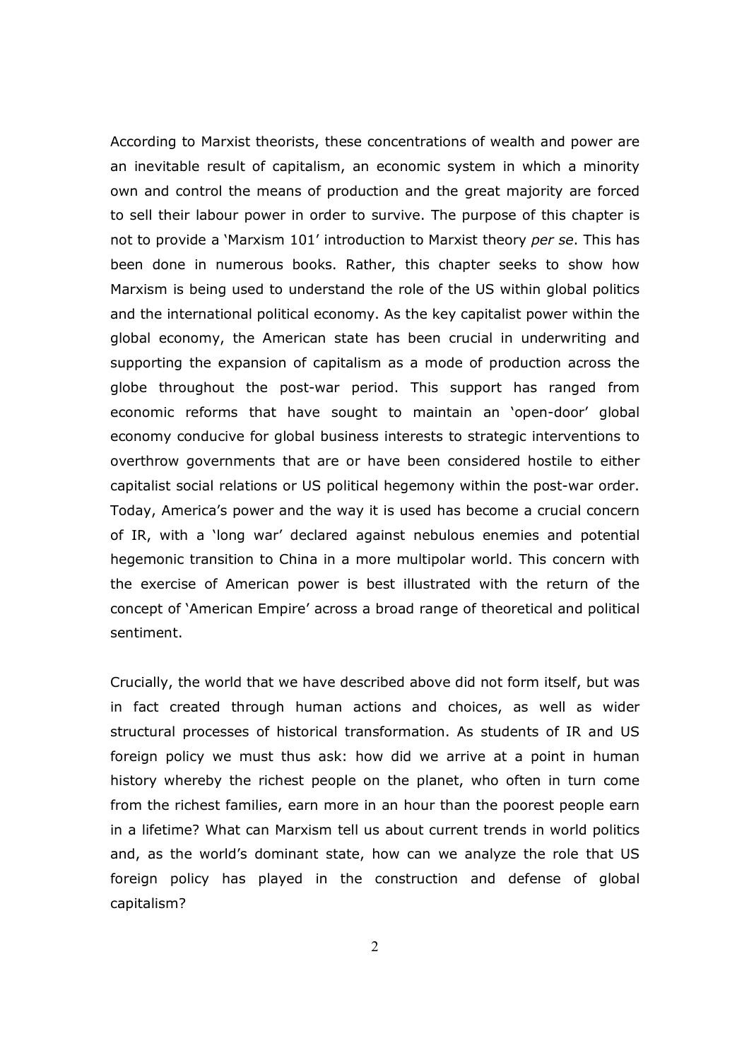According to Marxist theorists, these concentrations of wealth and power are an inevitable result of capitalism, an economic system in which a minority own and control the means of production and the great majority are forced to sell their labour power in order to survive. The purpose of this chapter is not to provide a 'Marxism 101' introduction to Marxist theory *per se*. This has been done in numerous books. Rather, this chapter seeks to show how Marxism is being used to understand the role of the US within global politics and the international political economy. As the key capitalist power within the global economy, the American state has been crucial in underwriting and supporting the expansion of capitalism as a mode of production across the globe throughout the post-war period. This support has ranged from economic reforms that have sought to maintain an 'open-door' global economy conducive for global business interests to strategic interventions to overthrow governments that are or have been considered hostile to either capitalist social relations or US political hegemony within the post-war order. Today, America's power and the way it is used has become a crucial concern of IR, with a 'long war' declared against nebulous enemies and potential hegemonic transition to China in a more multipolar world. This concern with the exercise of American power is best illustrated with the return of the concept of 'American Empire' across a broad range of theoretical and political sentiment.

Crucially, the world that we have described above did not form itself, but was in fact created through human actions and choices, as well as wider structural processes of historical transformation. As students of IR and US foreign policy we must thus ask: how did we arrive at a point in human history whereby the richest people on the planet, who often in turn come from the richest families, earn more in an hour than the poorest people earn in a lifetime? What can Marxism tell us about current trends in world politics and, as the world's dominant state, how can we analyze the role that US foreign policy has played in the construction and defense of global capitalism?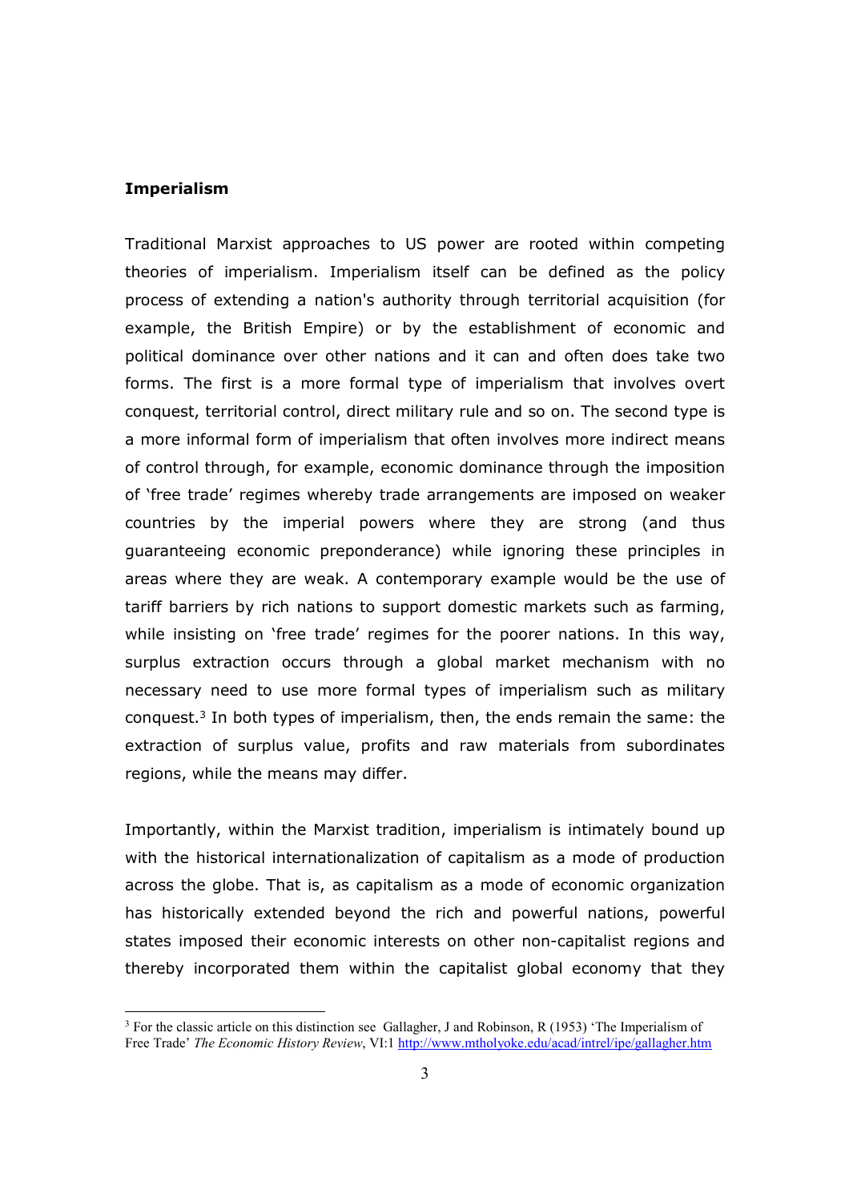## Imperialism

Traditional Marxist approaches to US power are rooted within competing theories of imperialism. Imperialism itself can be defined as the policy process of extending a nation's authority through territorial acquisition (for example, the British Empire) or by the establishment of economic and political dominance over other nations and it can and often does take two forms. The first is a more formal type of imperialism that involves overt conquest, territorial control, direct military rule and so on. The second type is a more informal form of imperialism that often involves more indirect means of control through, for example, economic dominance through the imposition of 'free trade' regimes whereby trade arrangements are imposed on weaker countries by the imperial powers where they are strong (and thus guaranteeing economic preponderance) while ignoring these principles in areas where they are weak. A contemporary example would be the use of tariff barriers by rich nations to support domestic markets such as farming, while insisting on 'free trade' regimes for the poorer nations. In this way, surplus extraction occurs through a global market mechanism with no necessary need to use more formal types of imperialism such as military conquest.[3] In both types of imperialism, then, the ends remain the same: the extraction of surplus value, profits and raw materials from subordinates regions, while the means may differ.

Importantly, within the Marxist tradition, imperialism is intimately bound up with the historical internationalization of capitalism as a mode of production across the globe. That is, as capitalism as a mode of economic organization has historically extended beyond the rich and powerful nations, powerful states imposed their economic interests on other non-capitalist regions and thereby incorporated them within the capitalist global economy that they

---

[3] For the classic article on this distinction see Gallagher, J and Robinson, R (1953) 'The Imperialism of Free Trade' *The Economic History Review*, VI:1 http://www.mtholyoke.edu/acad/intrel/ipe/gallagher.htm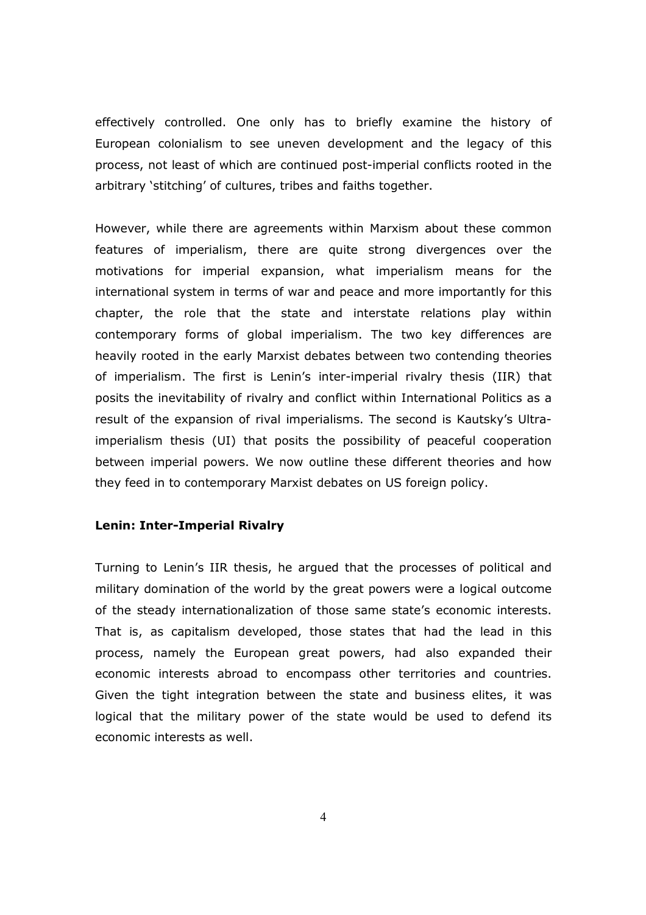effectively controlled. One only has to briefly examine the history of European colonialism to see uneven development and the legacy of this process, not least of which are continued post-imperial conflicts rooted in the arbitrary 'stitching' of cultures, tribes and faiths together.

However, while there are agreements within Marxism about these common features of imperialism, there are quite strong divergences over the motivations for imperial expansion, what imperialism means for the international system in terms of war and peace and more importantly for this chapter, the role that the state and interstate relations play within contemporary forms of global imperialism. The two key differences are heavily rooted in the early Marxist debates between two contending theories of imperialism. The first is Lenin's inter-imperial rivalry thesis (IIR) that posits the inevitability of rivalry and conflict within International Politics as a result of the expansion of rival imperialisms. The second is Kautsky's Ultra-imperialism thesis (UI) that posits the possibility of peaceful cooperation between imperial powers. We now outline these different theories and how they feed in to contemporary Marxist debates on US foreign policy.

**Lenin: Inter-Imperial Rivalry**

Turning to Lenin's IIR thesis, he argued that the processes of political and military domination of the world by the great powers were a logical outcome of the steady internationalization of those same state's economic interests. That is, as capitalism developed, those states that had the lead in this process, namely the European great powers, had also expanded their economic interests abroad to encompass other territories and countries. Given the tight integration between the state and business elites, it was logical that the military power of the state would be used to defend its economic interests as well.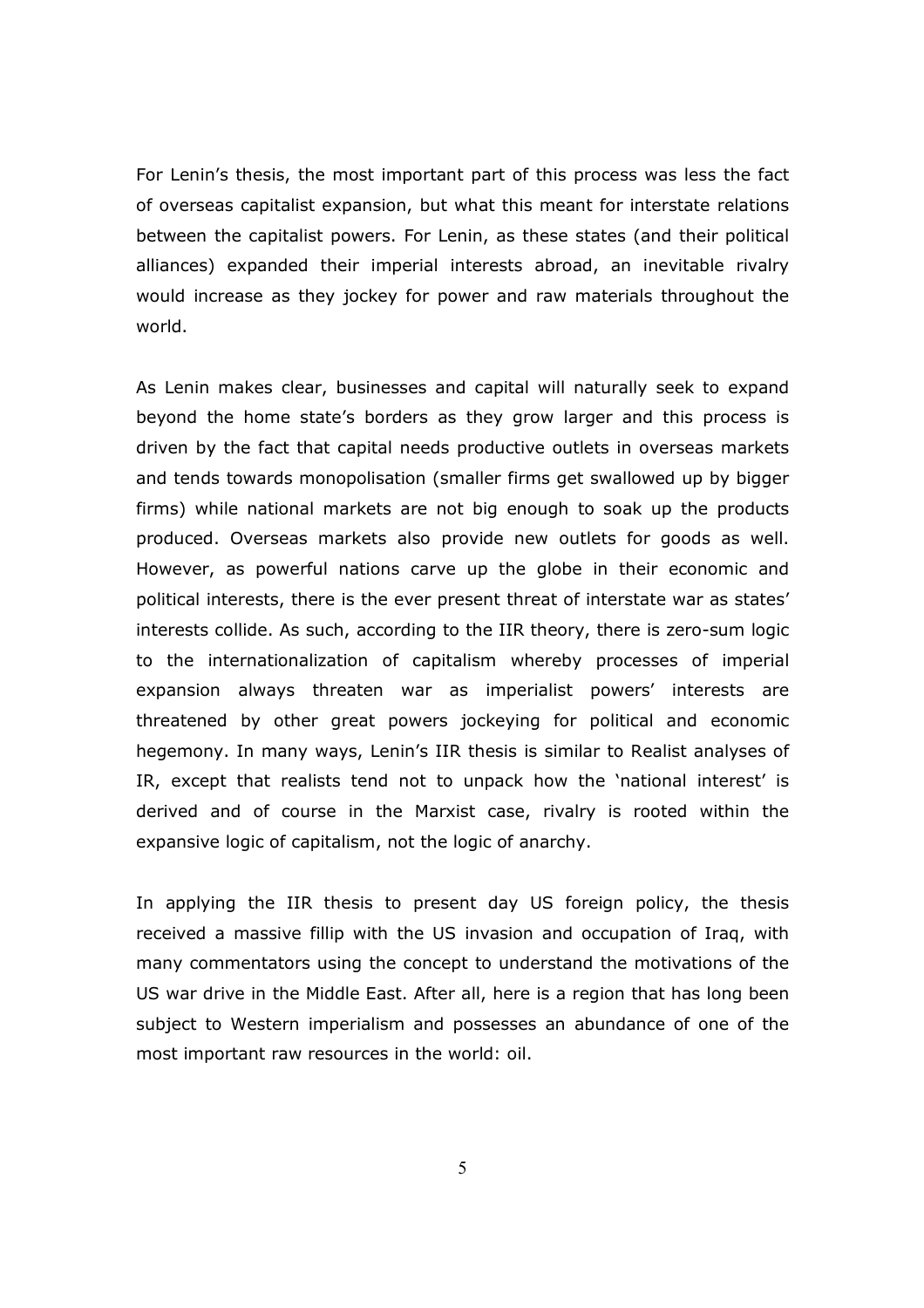For Lenin's thesis, the most important part of this process was less the fact of overseas capitalist expansion, but what this meant for interstate relations between the capitalist powers. For Lenin, as these states (and their political alliances) expanded their imperial interests abroad, an inevitable rivalry would increase as they jockey for power and raw materials throughout the world.

As Lenin makes clear, businesses and capital will naturally seek to expand beyond the home state's borders as they grow larger and this process is driven by the fact that capital needs productive outlets in overseas markets and tends towards monopolisation (smaller firms get swallowed up by bigger firms) while national markets are not big enough to soak up the products produced. Overseas markets also provide new outlets for goods as well. However, as powerful nations carve up the globe in their economic and political interests, there is the ever present threat of interstate war as states' interests collide. As such, according to the IIR theory, there is zero-sum logic to the internationalization of capitalism whereby processes of imperial expansion always threaten war as imperialist powers' interests are threatened by other great powers jockeying for political and economic hegemony. In many ways, Lenin's IIR thesis is similar to Realist analyses of IR, except that realists tend not to unpack how the 'national interest' is derived and of course in the Marxist case, rivalry is rooted within the expansive logic of capitalism, not the logic of anarchy.

In applying the IIR thesis to present day US foreign policy, the thesis received a massive fillip with the US invasion and occupation of Iraq, with many commentators using the concept to understand the motivations of the US war drive in the Middle East. After all, here is a region that has long been subject to Western imperialism and possesses an abundance of one of the most important raw resources in the world: oil.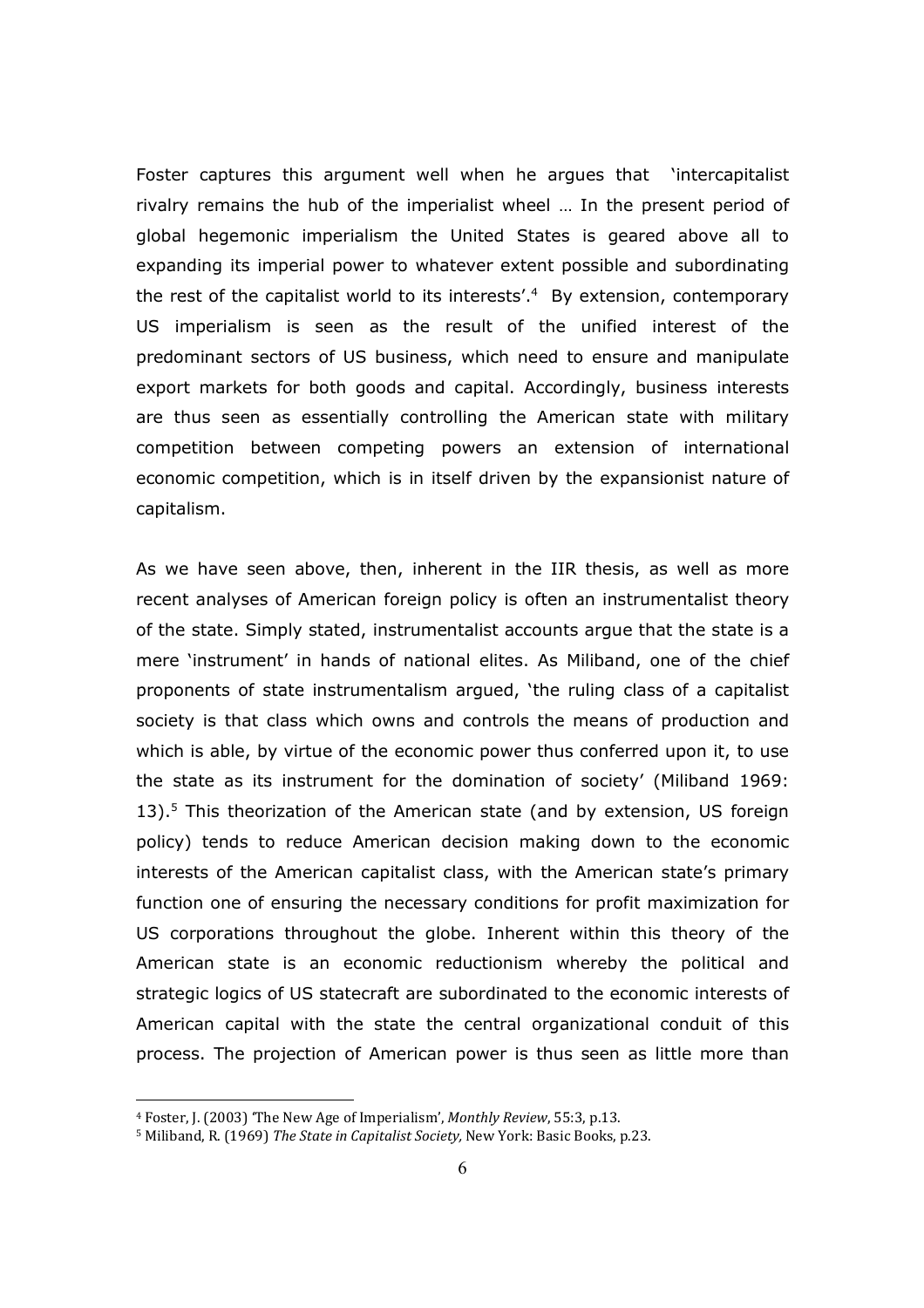Foster captures this argument well when he argues that 'intercapitalist rivalry remains the hub of the imperialist wheel … In the present period of global hegemonic imperialism the United States is geared above all to expanding its imperial power to whatever extent possible and subordinating the rest of the capitalist world to its interests'.[4] By extension, contemporary US imperialism is seen as the result of the unified interest of the predominant sectors of US business, which need to ensure and manipulate export markets for both goods and capital. Accordingly, business interests are thus seen as essentially controlling the American state with military competition between competing powers an extension of international economic competition, which is in itself driven by the expansionist nature of capitalism.

As we have seen above, then, inherent in the IIR thesis, as well as more recent analyses of American foreign policy is often an instrumentalist theory of the state. Simply stated, instrumentalist accounts argue that the state is a mere 'instrument' in hands of national elites. As Miliband, one of the chief proponents of state instrumentalism argued, 'the ruling class of a capitalist society is that class which owns and controls the means of production and which is able, by virtue of the economic power thus conferred upon it, to use the state as its instrument for the domination of society' (Miliband 1969: 13).[5] This theorization of the American state (and by extension, US foreign policy) tends to reduce American decision making down to the economic interests of the American capitalist class, with the American state's primary function one of ensuring the necessary conditions for profit maximization for US corporations throughout the globe. Inherent within this theory of the American state is an economic reductionism whereby the political and strategic logics of US statecraft are subordinated to the economic interests of American capital with the state the central organizational conduit of this process. The projection of American power is thus seen as little more than

[4] Foster, J. (2003) 'The New Age of Imperialism', *Monthly Review*, 55:3, p.13.

[5] Miliband, R. (1969) *The State in Capitalist Society,* New York: Basic Books, p.23.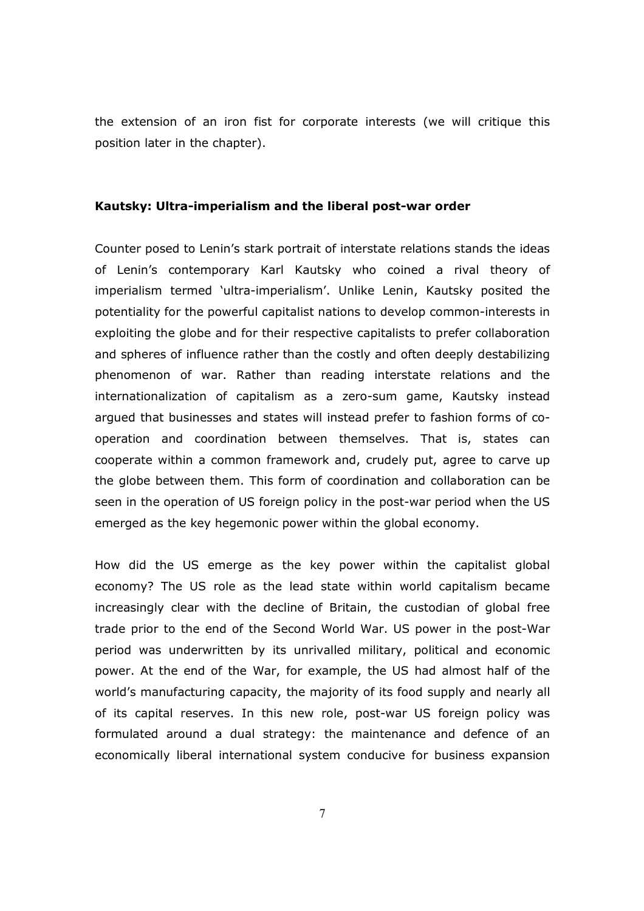the extension of an iron fist for corporate interests (we will critique this position later in the chapter).

## Kautsky: Ultra-imperialism and the liberal post-war order

Counter posed to Lenin's stark portrait of interstate relations stands the ideas of Lenin's contemporary Karl Kautsky who coined a rival theory of imperialism termed 'ultra-imperialism'. Unlike Lenin, Kautsky posited the potentiality for the powerful capitalist nations to develop common-interests in exploiting the globe and for their respective capitalists to prefer collaboration and spheres of influence rather than the costly and often deeply destabilizing phenomenon of war. Rather than reading interstate relations and the internationalization of capitalism as a zero-sum game, Kautsky instead argued that businesses and states will instead prefer to fashion forms of co-operation and coordination between themselves. That is, states can cooperate within a common framework and, crudely put, agree to carve up the globe between them. This form of coordination and collaboration can be seen in the operation of US foreign policy in the post-war period when the US emerged as the key hegemonic power within the global economy.

How did the US emerge as the key power within the capitalist global economy? The US role as the lead state within world capitalism became increasingly clear with the decline of Britain, the custodian of global free trade prior to the end of the Second World War. US power in the post-War period was underwritten by its unrivalled military, political and economic power. At the end of the War, for example, the US had almost half of the world's manufacturing capacity, the majority of its food supply and nearly all of its capital reserves. In this new role, post-war US foreign policy was formulated around a dual strategy: the maintenance and defence of an economically liberal international system conducive for business expansion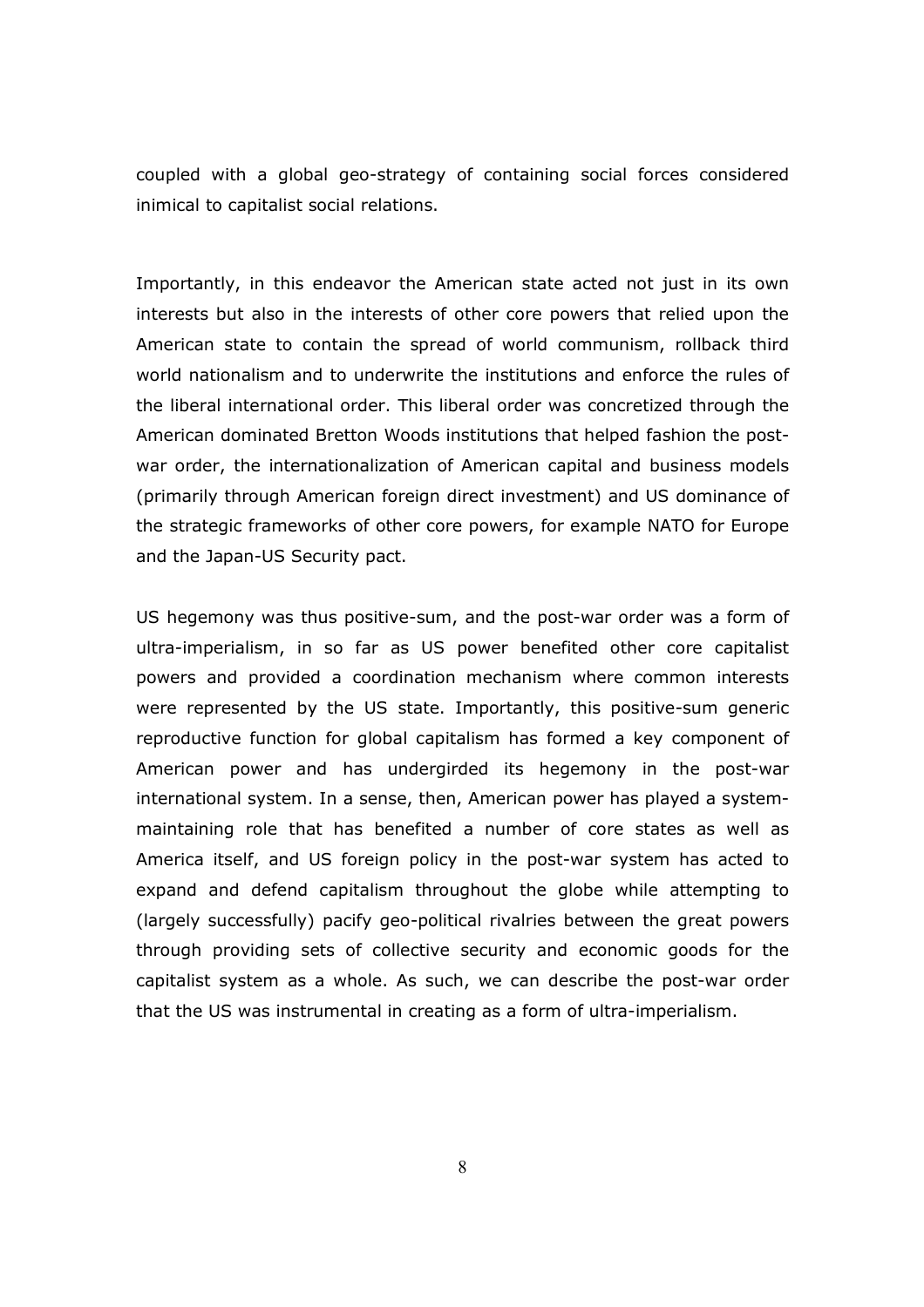coupled with a global geo-strategy of containing social forces considered inimical to capitalist social relations.

Importantly, in this endeavor the American state acted not just in its own interests but also in the interests of other core powers that relied upon the American state to contain the spread of world communism, rollback third world nationalism and to underwrite the institutions and enforce the rules of the liberal international order. This liberal order was concretized through the American dominated Bretton Woods institutions that helped fashion the post-war order, the internationalization of American capital and business models (primarily through American foreign direct investment) and US dominance of the strategic frameworks of other core powers, for example NATO for Europe and the Japan-US Security pact.

US hegemony was thus positive-sum, and the post-war order was a form of ultra-imperialism, in so far as US power benefited other core capitalist powers and provided a coordination mechanism where common interests were represented by the US state. Importantly, this positive-sum generic reproductive function for global capitalism has formed a key component of American power and has undergirded its hegemony in the post-war international system. In a sense, then, American power has played a system-maintaining role that has benefited a number of core states as well as America itself, and US foreign policy in the post-war system has acted to expand and defend capitalism throughout the globe while attempting to (largely successfully) pacify geo-political rivalries between the great powers through providing sets of collective security and economic goods for the capitalist system as a whole. As such, we can describe the post-war order that the US was instrumental in creating as a form of ultra-imperialism.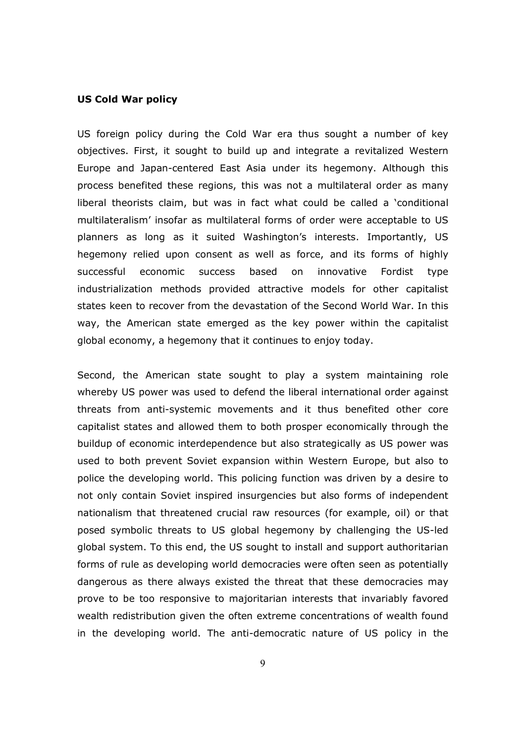### US Cold War policy

US foreign policy during the Cold War era thus sought a number of key objectives. First, it sought to build up and integrate a revitalized Western Europe and Japan-centered East Asia under its hegemony. Although this process benefited these regions, this was not a multilateral order as many liberal theorists claim, but was in fact what could be called a 'conditional multilateralism' insofar as multilateral forms of order were acceptable to US planners as long as it suited Washington's interests. Importantly, US hegemony relied upon consent as well as force, and its forms of highly successful economic success based on innovative Fordist type industrialization methods provided attractive models for other capitalist states keen to recover from the devastation of the Second World War. In this way, the American state emerged as the key power within the capitalist global economy, a hegemony that it continues to enjoy today.

Second, the American state sought to play a system maintaining role whereby US power was used to defend the liberal international order against threats from anti-systemic movements and it thus benefited other core capitalist states and allowed them to both prosper economically through the buildup of economic interdependence but also strategically as US power was used to both prevent Soviet expansion within Western Europe, but also to police the developing world. This policing function was driven by a desire to not only contain Soviet inspired insurgencies but also forms of independent nationalism that threatened crucial raw resources (for example, oil) or that posed symbolic threats to US global hegemony by challenging the US-led global system. To this end, the US sought to install and support authoritarian forms of rule as developing world democracies were often seen as potentially dangerous as there always existed the threat that these democracies may prove to be too responsive to majoritarian interests that invariably favored wealth redistribution given the often extreme concentrations of wealth found in the developing world. The anti-democratic nature of US policy in the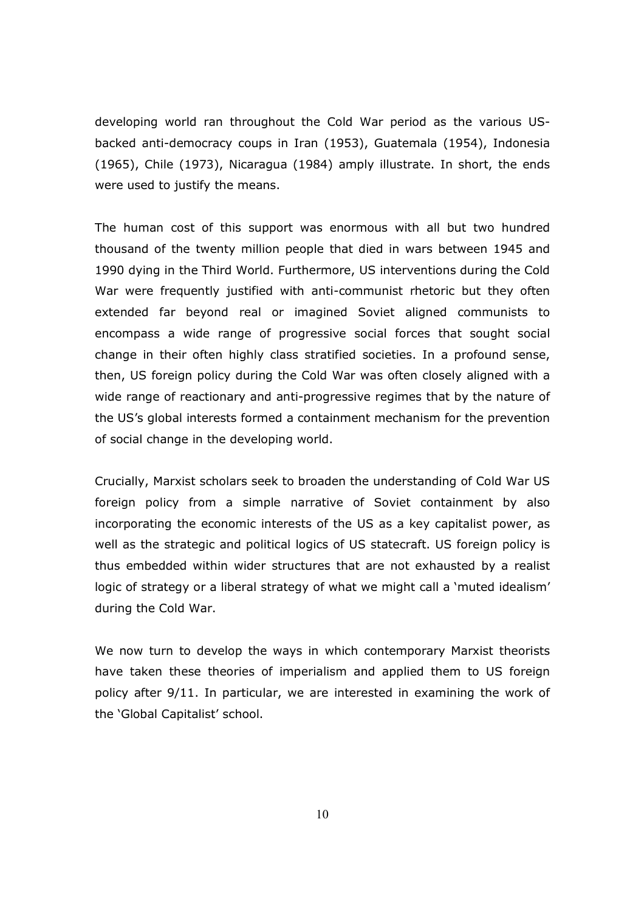developing world ran throughout the Cold War period as the various US-backed anti-democracy coups in Iran (1953), Guatemala (1954), Indonesia (1965), Chile (1973), Nicaragua (1984) amply illustrate. In short, the ends were used to justify the means.

The human cost of this support was enormous with all but two hundred thousand of the twenty million people that died in wars between 1945 and 1990 dying in the Third World. Furthermore, US interventions during the Cold War were frequently justified with anti-communist rhetoric but they often extended far beyond real or imagined Soviet aligned communists to encompass a wide range of progressive social forces that sought social change in their often highly class stratified societies. In a profound sense, then, US foreign policy during the Cold War was often closely aligned with a wide range of reactionary and anti-progressive regimes that by the nature of the US's global interests formed a containment mechanism for the prevention of social change in the developing world.

Crucially, Marxist scholars seek to broaden the understanding of Cold War US foreign policy from a simple narrative of Soviet containment by also incorporating the economic interests of the US as a key capitalist power, as well as the strategic and political logics of US statecraft. US foreign policy is thus embedded within wider structures that are not exhausted by a realist logic of strategy or a liberal strategy of what we might call a 'muted idealism' during the Cold War.

We now turn to develop the ways in which contemporary Marxist theorists have taken these theories of imperialism and applied them to US foreign policy after 9/11. In particular, we are interested in examining the work of the 'Global Capitalist' school.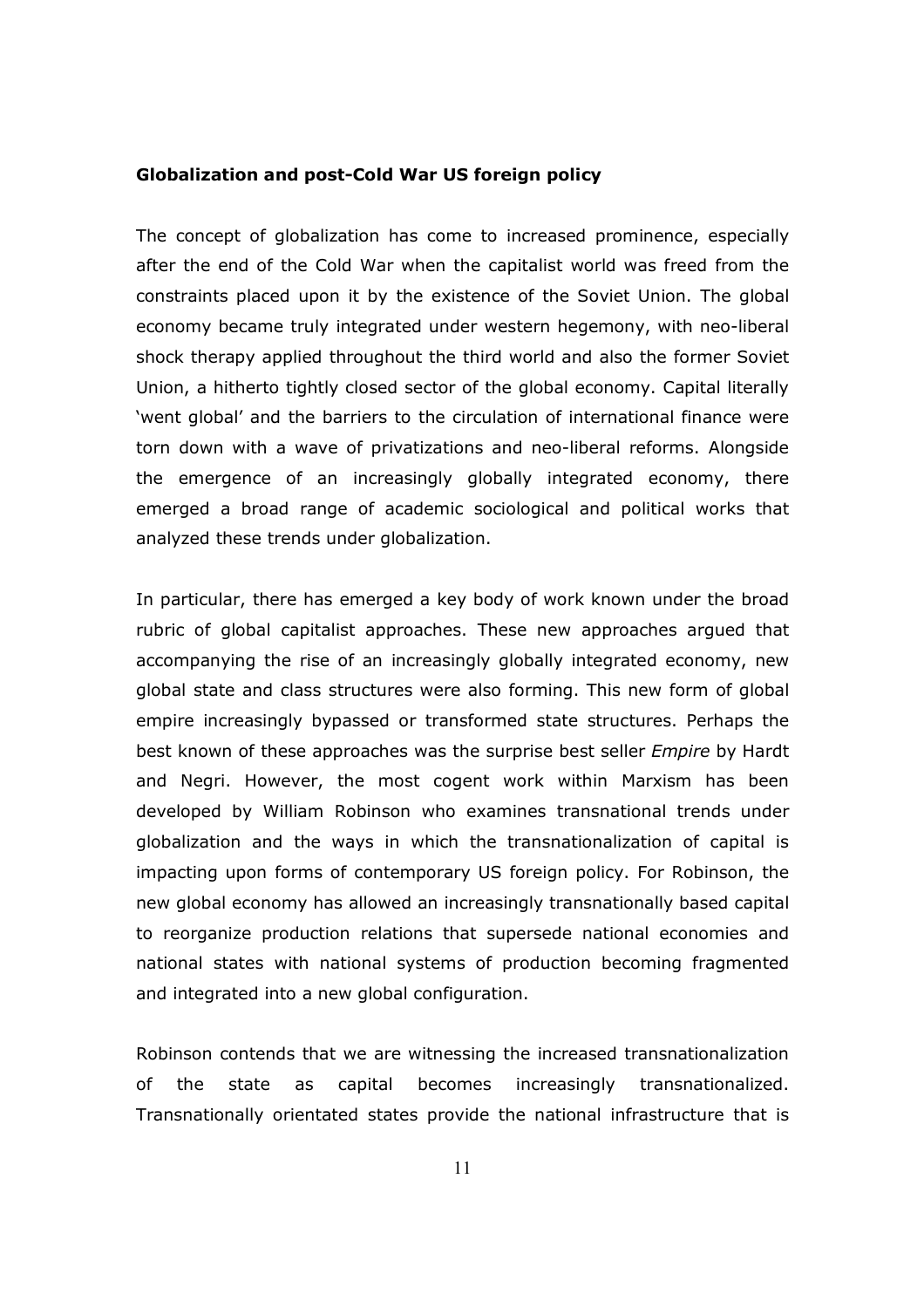### Globalization and post-Cold War US foreign policy

The concept of globalization has come to increased prominence, especially after the end of the Cold War when the capitalist world was freed from the constraints placed upon it by the existence of the Soviet Union. The global economy became truly integrated under western hegemony, with neo-liberal shock therapy applied throughout the third world and also the former Soviet Union, a hitherto tightly closed sector of the global economy. Capital literally 'went global' and the barriers to the circulation of international finance were torn down with a wave of privatizations and neo-liberal reforms. Alongside the emergence of an increasingly globally integrated economy, there emerged a broad range of academic sociological and political works that analyzed these trends under globalization.

In particular, there has emerged a key body of work known under the broad rubric of global capitalist approaches. These new approaches argued that accompanying the rise of an increasingly globally integrated economy, new global state and class structures were also forming. This new form of global empire increasingly bypassed or transformed state structures. Perhaps the best known of these approaches was the surprise best seller *Empire* by Hardt and Negri. However, the most cogent work within Marxism has been developed by William Robinson who examines transnational trends under globalization and the ways in which the transnationalization of capital is impacting upon forms of contemporary US foreign policy. For Robinson, the new global economy has allowed an increasingly transnationally based capital to reorganize production relations that supersede national economies and national states with national systems of production becoming fragmented and integrated into a new global configuration.

Robinson contends that we are witnessing the increased transnationalization of the state as capital becomes increasingly transnationalized. Transnationally orientated states provide the national infrastructure that is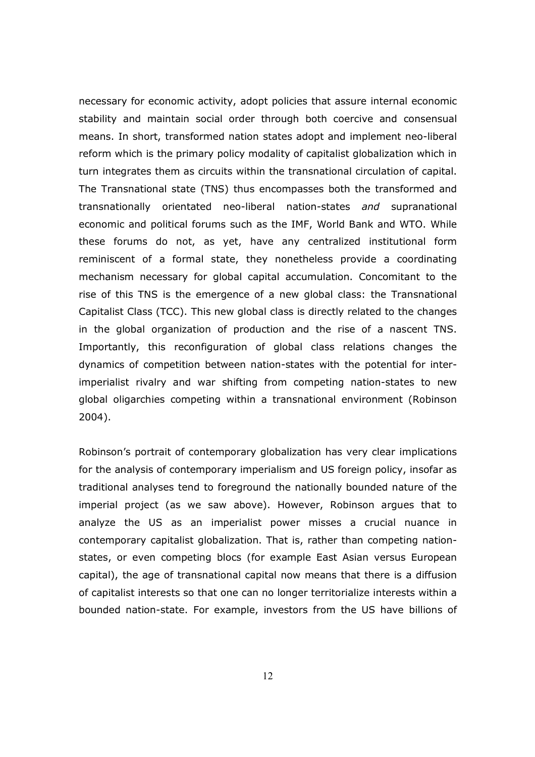necessary for economic activity, adopt policies that assure internal economic stability and maintain social order through both coercive and consensual means. In short, transformed nation states adopt and implement neo-liberal reform which is the primary policy modality of capitalist globalization which in turn integrates them as circuits within the transnational circulation of capital. The Transnational state (TNS) thus encompasses both the transformed and transnationally orientated neo-liberal nation-states *and* supranational economic and political forums such as the IMF, World Bank and WTO. While these forums do not, as yet, have any centralized institutional form reminiscent of a formal state, they nonetheless provide a coordinating mechanism necessary for global capital accumulation. Concomitant to the rise of this TNS is the emergence of a new global class: the Transnational Capitalist Class (TCC). This new global class is directly related to the changes in the global organization of production and the rise of a nascent TNS. Importantly, this reconfiguration of global class relations changes the dynamics of competition between nation-states with the potential for inter-imperialist rivalry and war shifting from competing nation-states to new global oligarchies competing within a transnational environment (Robinson 2004).

Robinson's portrait of contemporary globalization has very clear implications for the analysis of contemporary imperialism and US foreign policy, insofar as traditional analyses tend to foreground the nationally bounded nature of the imperial project (as we saw above). However, Robinson argues that to analyze the US as an imperialist power misses a crucial nuance in contemporary capitalist globalization. That is, rather than competing nation-states, or even competing blocs (for example East Asian versus European capital), the age of transnational capital now means that there is a diffusion of capitalist interests so that one can no longer territorialize interests within a bounded nation-state. For example, investors from the US have billions of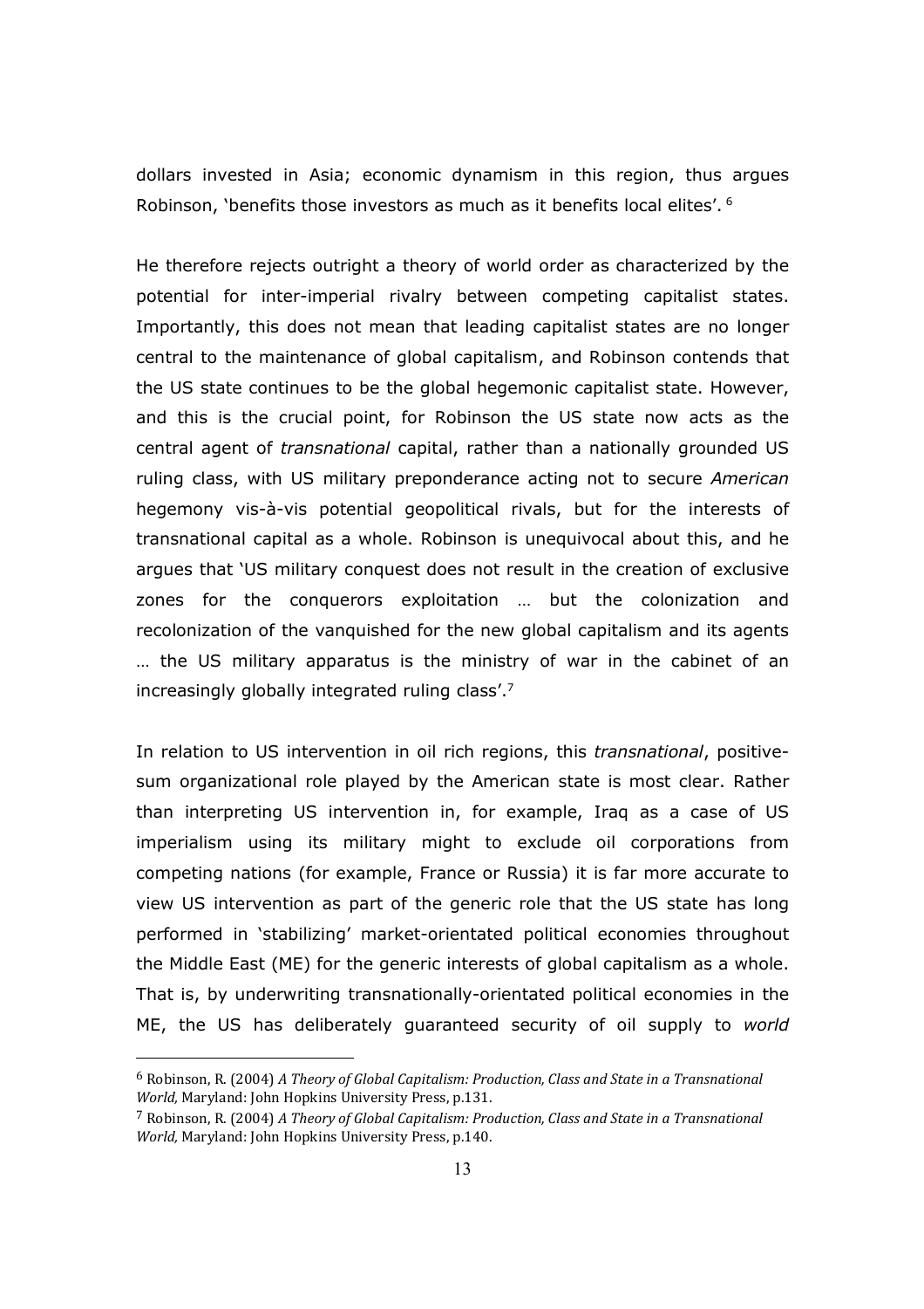dollars invested in Asia; economic dynamism in this region, thus argues Robinson, 'benefits those investors as much as it benefits local elites'. [6]

He therefore rejects outright a theory of world order as characterized by the potential for inter-imperial rivalry between competing capitalist states. Importantly, this does not mean that leading capitalist states are no longer central to the maintenance of global capitalism, and Robinson contends that the US state continues to be the global hegemonic capitalist state. However, and this is the crucial point, for Robinson the US state now acts as the central agent of *transnational* capital, rather than a nationally grounded US ruling class, with US military preponderance acting not to secure *American* hegemony vis-à-vis potential geopolitical rivals, but for the interests of transnational capital as a whole. Robinson is unequivocal about this, and he argues that 'US military conquest does not result in the creation of exclusive zones for the conquerors exploitation … but the colonization and recolonization of the vanquished for the new global capitalism and its agents … the US military apparatus is the ministry of war in the cabinet of an increasingly globally integrated ruling class'.[7]

In relation to US intervention in oil rich regions, this *transnational*, positive-sum organizational role played by the American state is most clear. Rather than interpreting US intervention in, for example, Iraq as a case of US imperialism using its military might to exclude oil corporations from competing nations (for example, France or Russia) it is far more accurate to view US intervention as part of the generic role that the US state has long performed in 'stabilizing' market-orientated political economies throughout the Middle East (ME) for the generic interests of global capitalism as a whole. That is, by underwriting transnationally-orientated political economies in the ME, the US has deliberately guaranteed security of oil supply to *world*

---

[6] Robinson, R. (2004) *A Theory of Global Capitalism: Production, Class and State in a Transnational World,* Maryland: John Hopkins University Press, p.131.

[7] Robinson, R. (2004) *A Theory of Global Capitalism: Production, Class and State in a Transnational World,* Maryland: John Hopkins University Press, p.140.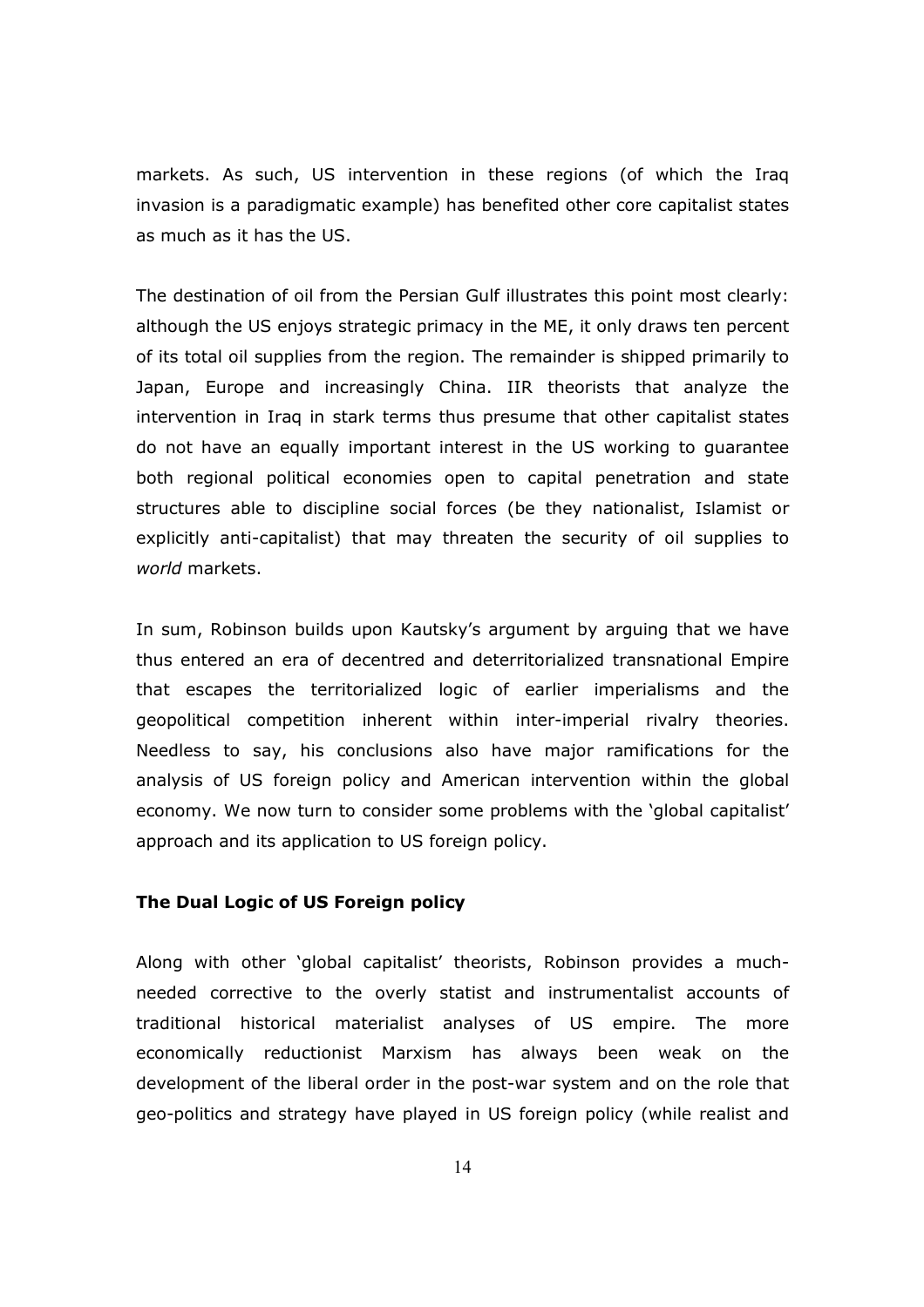markets. As such, US intervention in these regions (of which the Iraq invasion is a paradigmatic example) has benefited other core capitalist states as much as it has the US.

The destination of oil from the Persian Gulf illustrates this point most clearly: although the US enjoys strategic primacy in the ME, it only draws ten percent of its total oil supplies from the region. The remainder is shipped primarily to Japan, Europe and increasingly China. IIR theorists that analyze the intervention in Iraq in stark terms thus presume that other capitalist states do not have an equally important interest in the US working to guarantee both regional political economies open to capital penetration and state structures able to discipline social forces (be they nationalist, Islamist or explicitly anti-capitalist) that may threaten the security of oil supplies to *world* markets.

In sum, Robinson builds upon Kautsky's argument by arguing that we have thus entered an era of decentred and deterritorialized transnational Empire that escapes the territorialized logic of earlier imperialisms and the geopolitical competition inherent within inter-imperial rivalry theories. Needless to say, his conclusions also have major ramifications for the analysis of US foreign policy and American intervention within the global economy. We now turn to consider some problems with the 'global capitalist' approach and its application to US foreign policy.

**The Dual Logic of US Foreign policy**

Along with other 'global capitalist' theorists, Robinson provides a much-needed corrective to the overly statist and instrumentalist accounts of traditional historical materialist analyses of US empire. The more economically reductionist Marxism has always been weak on the development of the liberal order in the post-war system and on the role that geo-politics and strategy have played in US foreign policy (while realist and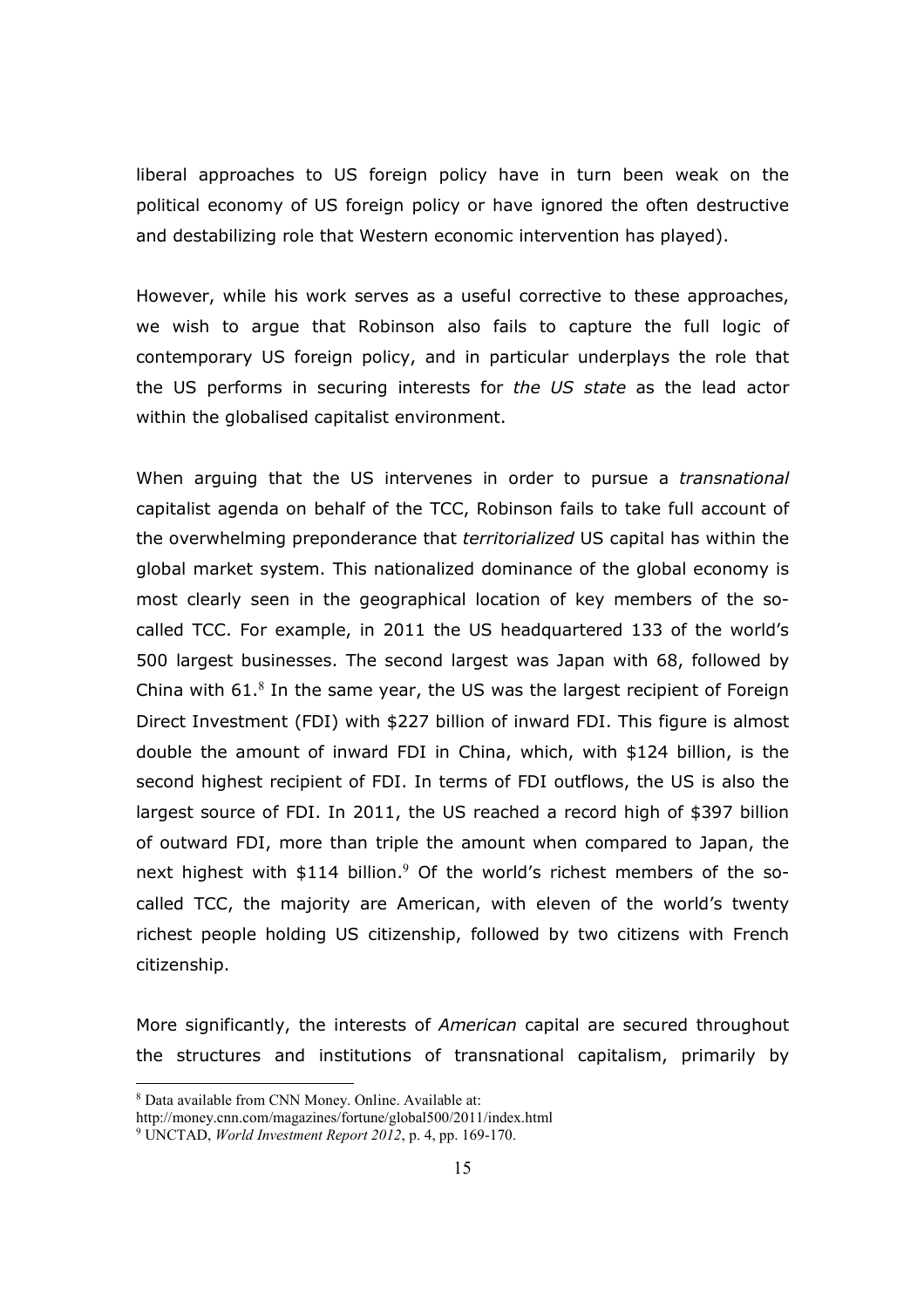liberal approaches to US foreign policy have in turn been weak on the political economy of US foreign policy or have ignored the often destructive and destabilizing role that Western economic intervention has played).

However, while his work serves as a useful corrective to these approaches, we wish to argue that Robinson also fails to capture the full logic of contemporary US foreign policy, and in particular underplays the role that the US performs in securing interests for *the US state* as the lead actor within the globalised capitalist environment.

When arguing that the US intervenes in order to pursue a *transnational* capitalist agenda on behalf of the TCC, Robinson fails to take full account of the overwhelming preponderance that *territorialized* US capital has within the global market system. This nationalized dominance of the global economy is most clearly seen in the geographical location of key members of the so-called TCC. For example, in 2011 the US headquartered 133 of the world's 500 largest businesses. The second largest was Japan with 68, followed by China with 61.[8] In the same year, the US was the largest recipient of Foreign Direct Investment (FDI) with $227 billion of inward FDI. This figure is almost double the amount of inward FDI in China, which, with $124 billion, is the second highest recipient of FDI. In terms of FDI outflows, the US is also the largest source of FDI. In 2011, the US reached a record high of $397 billion of outward FDI, more than triple the amount when compared to Japan, the next highest with $114 billion.[9] Of the world's richest members of the so-called TCC, the majority are American, with eleven of the world's twenty richest people holding US citizenship, followed by two citizens with French citizenship.

More significantly, the interests of *American* capital are secured throughout the structures and institutions of transnational capitalism, primarily by

[8] Data available from CNN Money. Online. Available at: http://money.cnn.com/magazines/fortune/global500/2011/index.html

[9] UNCTAD, *World Investment Report 2012*, p. 4, pp. 169-170.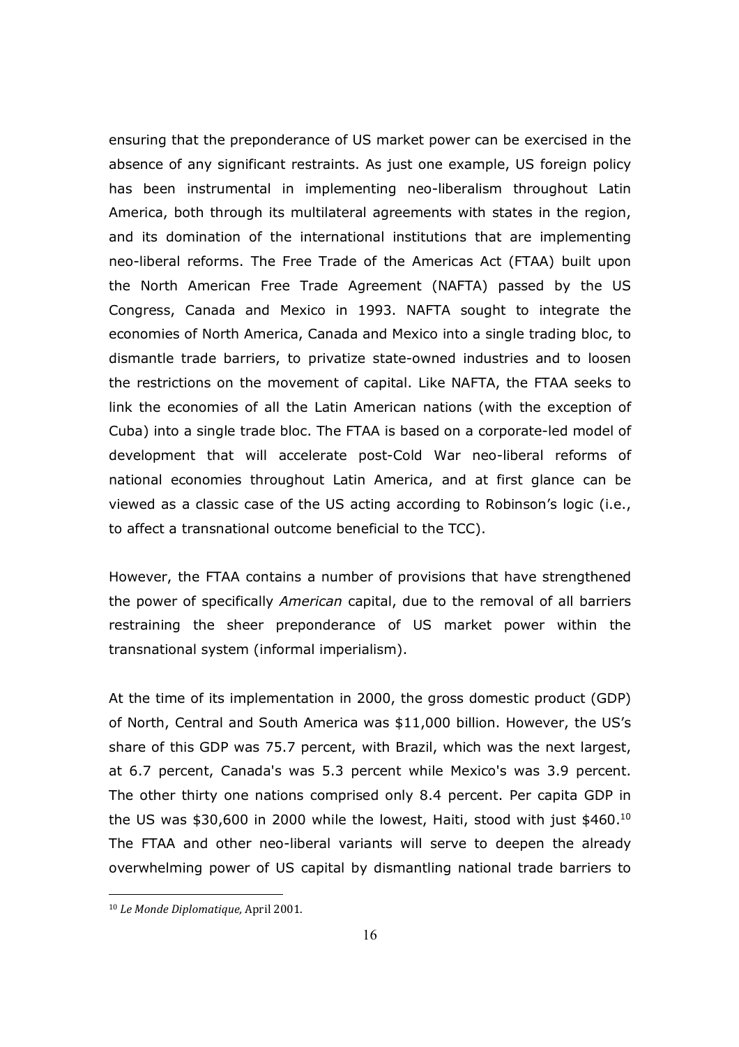ensuring that the preponderance of US market power can be exercised in the absence of any significant restraints. As just one example, US foreign policy has been instrumental in implementing neo-liberalism throughout Latin America, both through its multilateral agreements with states in the region, and its domination of the international institutions that are implementing neo-liberal reforms. The Free Trade of the Americas Act (FTAA) built upon the North American Free Trade Agreement (NAFTA) passed by the US Congress, Canada and Mexico in 1993. NAFTA sought to integrate the economies of North America, Canada and Mexico into a single trading bloc, to dismantle trade barriers, to privatize state-owned industries and to loosen the restrictions on the movement of capital. Like NAFTA, the FTAA seeks to link the economies of all the Latin American nations (with the exception of Cuba) into a single trade bloc. The FTAA is based on a corporate-led model of development that will accelerate post-Cold War neo-liberal reforms of national economies throughout Latin America, and at first glance can be viewed as a classic case of the US acting according to Robinson's logic (i.e., to affect a transnational outcome beneficial to the TCC).

However, the FTAA contains a number of provisions that have strengthened the power of specifically *American* capital, due to the removal of all barriers restraining the sheer preponderance of US market power within the transnational system (informal imperialism).

At the time of its implementation in 2000, the gross domestic product (GDP) of North, Central and South America was $11,000 billion. However, the US's share of this GDP was 75.7 percent, with Brazil, which was the next largest, at 6.7 percent, Canada's was 5.3 percent while Mexico's was 3.9 percent. The other thirty one nations comprised only 8.4 percent. Per capita GDP in the US was $30,600 in 2000 while the lowest, Haiti, stood with just $460.[10] The FTAA and other neo-liberal variants will serve to deepen the already overwhelming power of US capital by dismantling national trade barriers to

[10] *Le Monde Diplomatique,* April 2001.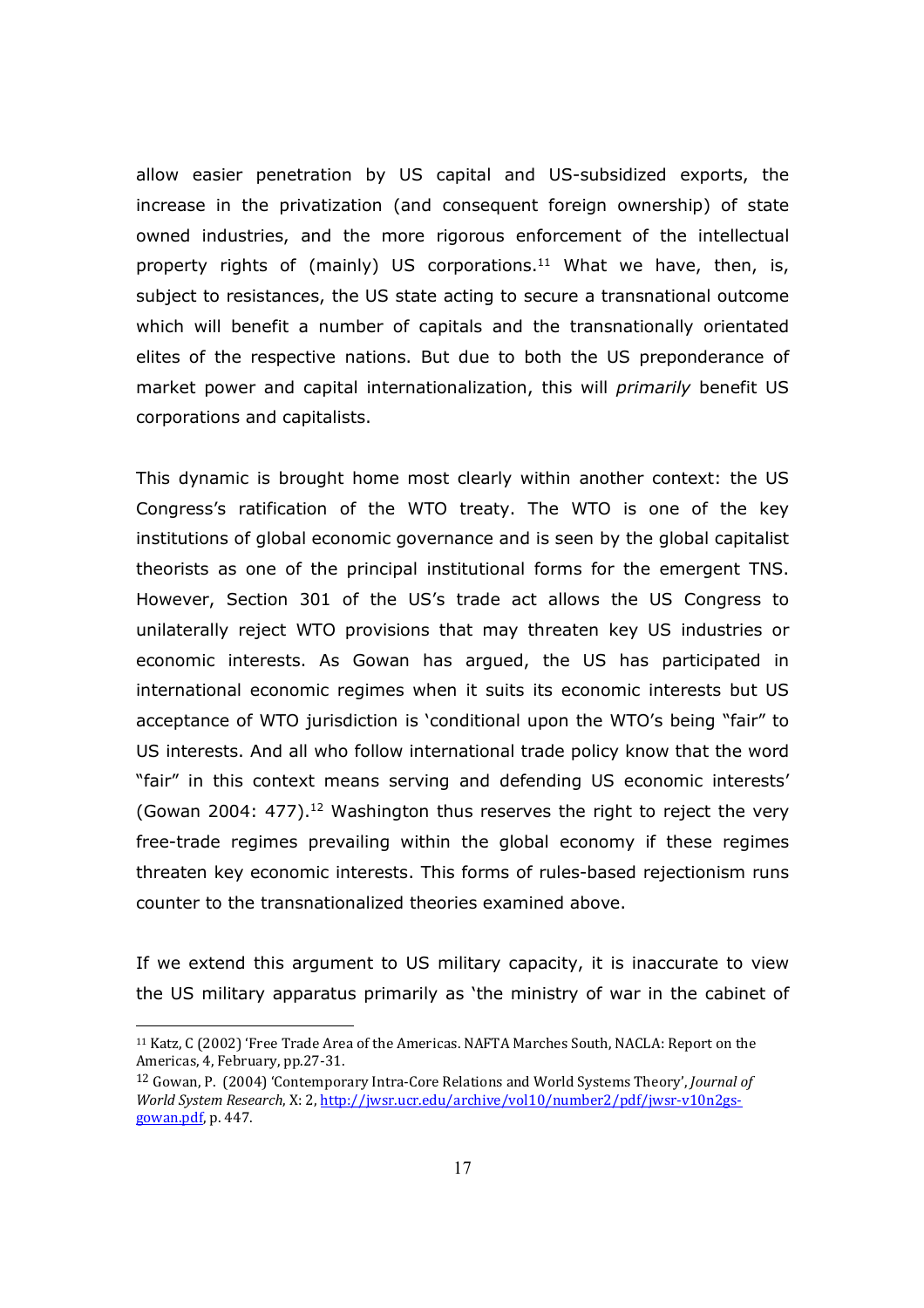allow easier penetration by US capital and US-subsidized exports, the increase in the privatization (and consequent foreign ownership) of state owned industries, and the more rigorous enforcement of the intellectual property rights of (mainly) US corporations.[11] What we have, then, is, subject to resistances, the US state acting to secure a transnational outcome which will benefit a number of capitals and the transnationally orientated elites of the respective nations. But due to both the US preponderance of market power and capital internationalization, this will *primarily* benefit US corporations and capitalists.

This dynamic is brought home most clearly within another context: the US Congress's ratification of the WTO treaty. The WTO is one of the key institutions of global economic governance and is seen by the global capitalist theorists as one of the principal institutional forms for the emergent TNS. However, Section 301 of the US's trade act allows the US Congress to unilaterally reject WTO provisions that may threaten key US industries or economic interests. As Gowan has argued, the US has participated in international economic regimes when it suits its economic interests but US acceptance of WTO jurisdiction is 'conditional upon the WTO's being "fair" to US interests. And all who follow international trade policy know that the word "fair" in this context means serving and defending US economic interests' (Gowan 2004: 477).[12] Washington thus reserves the right to reject the very free-trade regimes prevailing within the global economy if these regimes threaten key economic interests. This forms of rules-based rejectionism runs counter to the transnationalized theories examined above.

If we extend this argument to US military capacity, it is inaccurate to view the US military apparatus primarily as 'the ministry of war in the cabinet of

[11] Katz, C (2002) 'Free Trade Area of the Americas. NAFTA Marches South, NACLA: Report on the Americas, 4, February, pp.27-31.

[12] Gowan, P. (2004) 'Contemporary Intra-Core Relations and World Systems Theory', *Journal of World System Research*, X: 2, http://jwsr.ucr.edu/archive/vol10/number2/pdf/jwsr-v10n2gs-gowan.pdf, p. 447.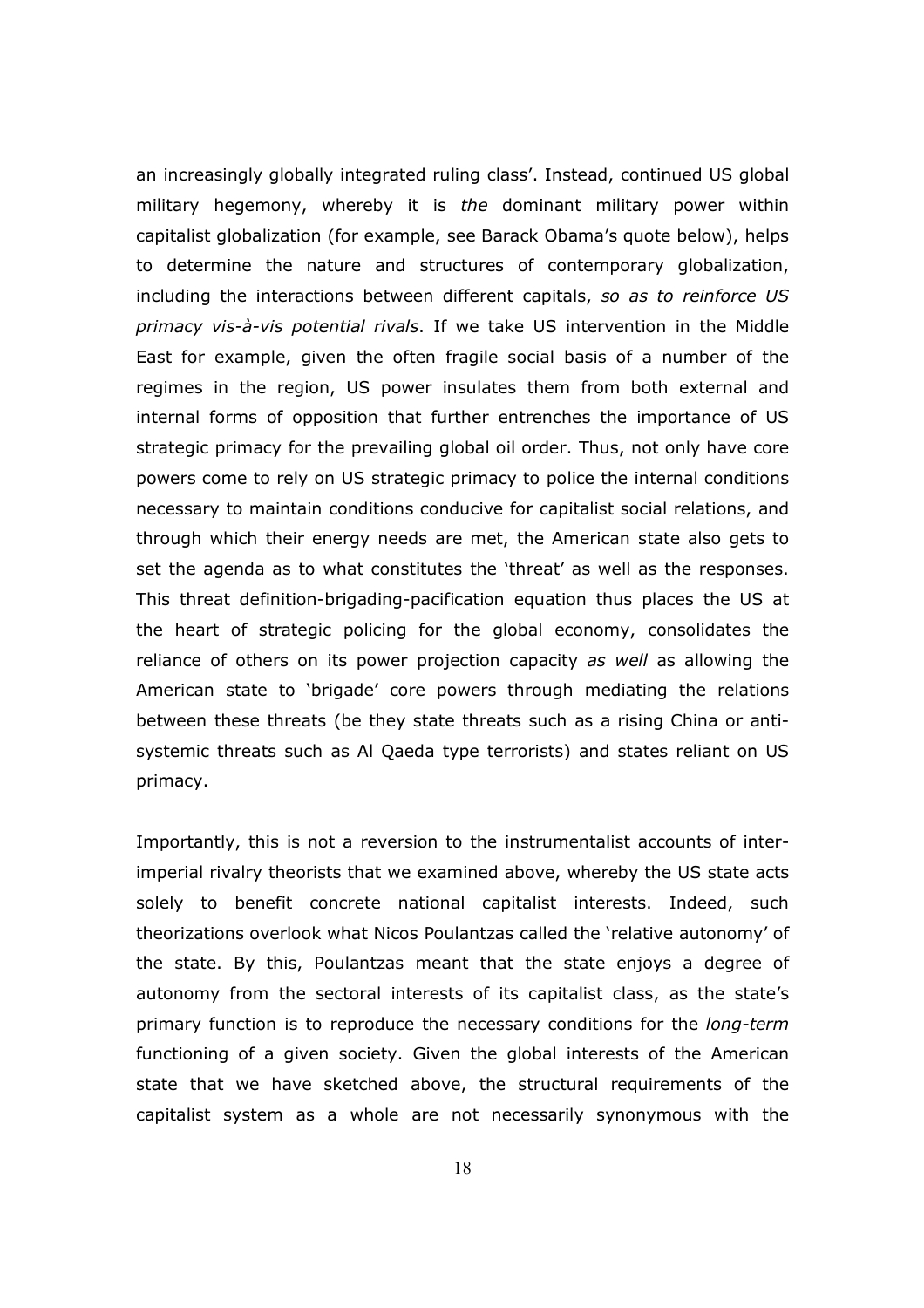an increasingly globally integrated ruling class'. Instead, continued US global military hegemony, whereby it is *the* dominant military power within capitalist globalization (for example, see Barack Obama's quote below), helps to determine the nature and structures of contemporary globalization, including the interactions between different capitals, *so as to reinforce US primacy vis-à-vis potential rivals*. If we take US intervention in the Middle East for example, given the often fragile social basis of a number of the regimes in the region, US power insulates them from both external and internal forms of opposition that further entrenches the importance of US strategic primacy for the prevailing global oil order. Thus, not only have core powers come to rely on US strategic primacy to police the internal conditions necessary to maintain conditions conducive for capitalist social relations, and through which their energy needs are met, the American state also gets to set the agenda as to what constitutes the 'threat' as well as the responses. This threat definition-brigading-pacification equation thus places the US at the heart of strategic policing for the global economy, consolidates the reliance of others on its power projection capacity *as well* as allowing the American state to 'brigade' core powers through mediating the relations between these threats (be they state threats such as a rising China or anti-systemic threats such as Al Qaeda type terrorists) and states reliant on US primacy.

Importantly, this is not a reversion to the instrumentalist accounts of inter-imperial rivalry theorists that we examined above, whereby the US state acts solely to benefit concrete national capitalist interests. Indeed, such theorizations overlook what Nicos Poulantzas called the 'relative autonomy' of the state. By this, Poulantzas meant that the state enjoys a degree of autonomy from the sectoral interests of its capitalist class, as the state's primary function is to reproduce the necessary conditions for the *long-term* functioning of a given society. Given the global interests of the American state that we have sketched above, the structural requirements of the capitalist system as a whole are not necessarily synonymous with the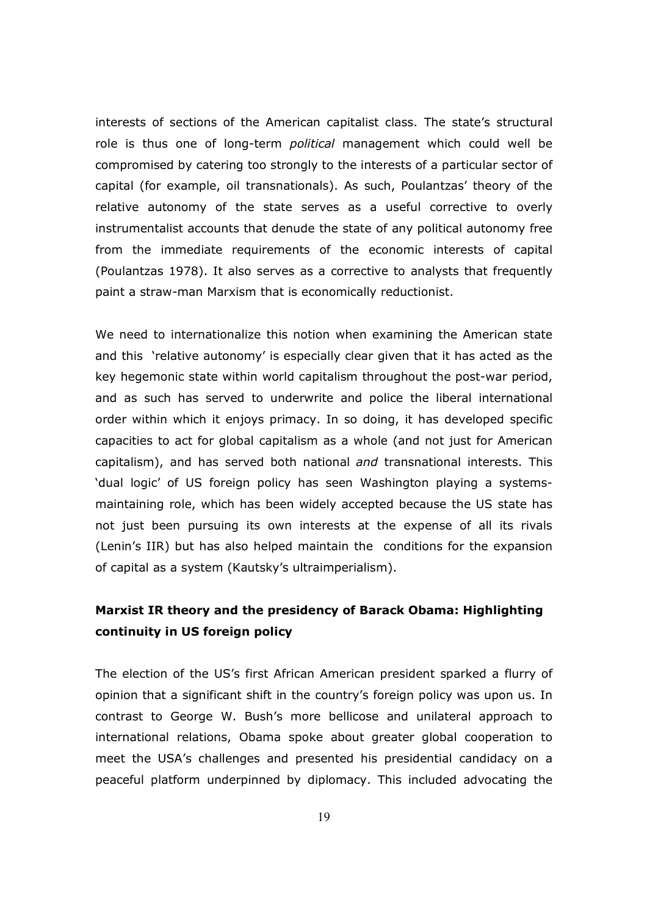interests of sections of the American capitalist class. The state's structural role is thus one of long-term *political* management which could well be compromised by catering too strongly to the interests of a particular sector of capital (for example, oil transnationals). As such, Poulantzas' theory of the relative autonomy of the state serves as a useful corrective to overly instrumentalist accounts that denude the state of any political autonomy free from the immediate requirements of the economic interests of capital (Poulantzas 1978). It also serves as a corrective to analysts that frequently paint a straw-man Marxism that is economically reductionist.

We need to internationalize this notion when examining the American state and this 'relative autonomy' is especially clear given that it has acted as the key hegemonic state within world capitalism throughout the post-war period, and as such has served to underwrite and police the liberal international order within which it enjoys primacy. In so doing, it has developed specific capacities to act for global capitalism as a whole (and not just for American capitalism), and has served both national *and* transnational interests. This 'dual logic' of US foreign policy has seen Washington playing a systems-maintaining role, which has been widely accepted because the US state has not just been pursuing its own interests at the expense of all its rivals (Lenin's IIR) but has also helped maintain the conditions for the expansion of capital as a system (Kautsky's ultraimperialism).

## Marxist IR theory and the presidency of Barack Obama: Highlighting continuity in US foreign policy

The election of the US's first African American president sparked a flurry of opinion that a significant shift in the country's foreign policy was upon us. In contrast to George W. Bush's more bellicose and unilateral approach to international relations, Obama spoke about greater global cooperation to meet the USA's challenges and presented his presidential candidacy on a peaceful platform underpinned by diplomacy. This included advocating the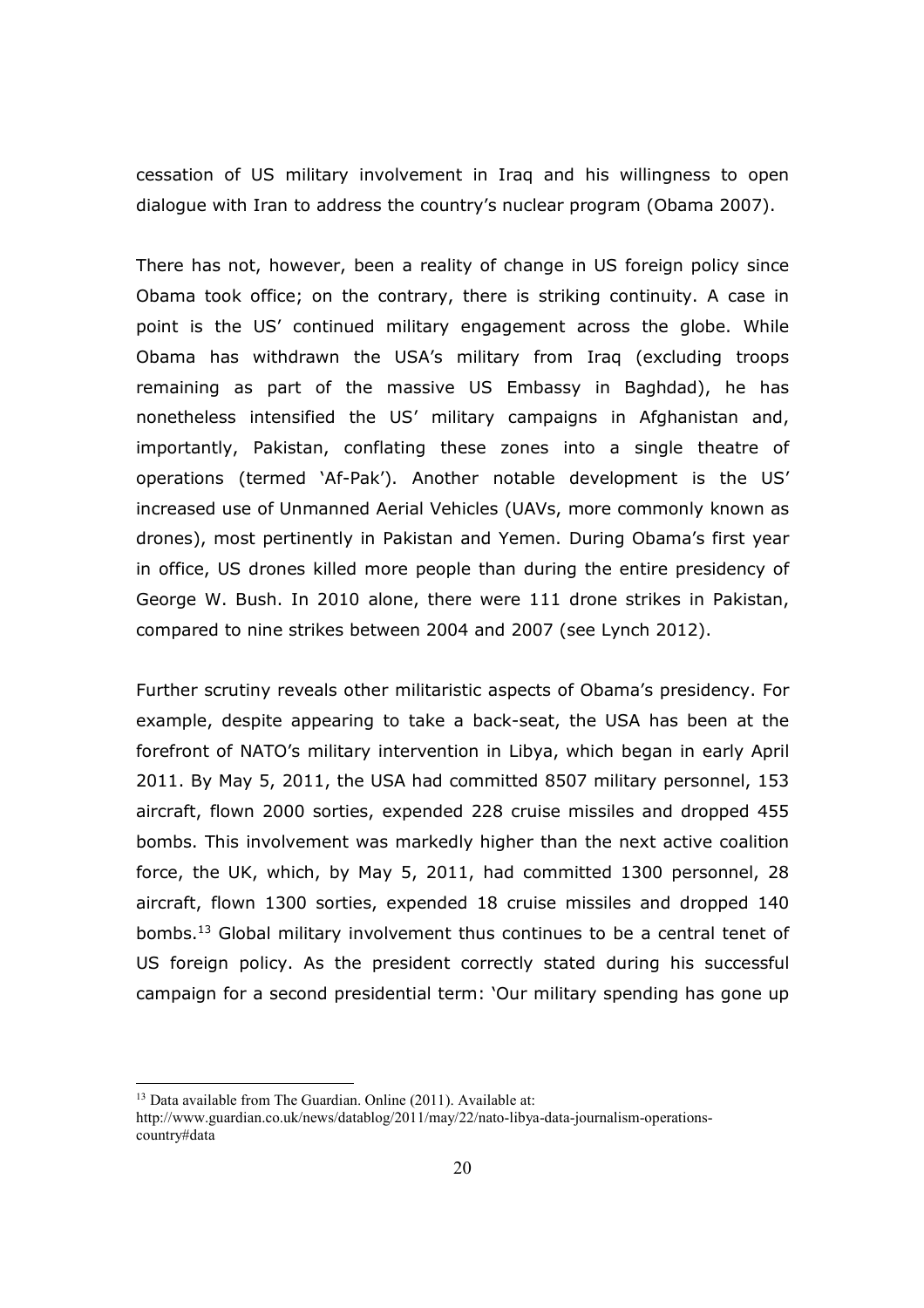cessation of US military involvement in Iraq and his willingness to open dialogue with Iran to address the country's nuclear program (Obama 2007).

There has not, however, been a reality of change in US foreign policy since Obama took office; on the contrary, there is striking continuity. A case in point is the US' continued military engagement across the globe. While Obama has withdrawn the USA's military from Iraq (excluding troops remaining as part of the massive US Embassy in Baghdad), he has nonetheless intensified the US' military campaigns in Afghanistan and, importantly, Pakistan, conflating these zones into a single theatre of operations (termed 'Af-Pak'). Another notable development is the US' increased use of Unmanned Aerial Vehicles (UAVs, more commonly known as drones), most pertinently in Pakistan and Yemen. During Obama's first year in office, US drones killed more people than during the entire presidency of George W. Bush. In 2010 alone, there were 111 drone strikes in Pakistan, compared to nine strikes between 2004 and 2007 (see Lynch 2012).

Further scrutiny reveals other militaristic aspects of Obama's presidency. For example, despite appearing to take a back-seat, the USA has been at the forefront of NATO's military intervention in Libya, which began in early April 2011. By May 5, 2011, the USA had committed 8507 military personnel, 153 aircraft, flown 2000 sorties, expended 228 cruise missiles and dropped 455 bombs. This involvement was markedly higher than the next active coalition force, the UK, which, by May 5, 2011, had committed 1300 personnel, 28 aircraft, flown 1300 sorties, expended 18 cruise missiles and dropped 140 bombs.[13] Global military involvement thus continues to be a central tenet of US foreign policy. As the president correctly stated during his successful campaign for a second presidential term: 'Our military spending has gone up

---

[13] Data available from The Guardian. Online (2011). Available at: http://www.guardian.co.uk/news/datablog/2011/may/22/nato-libya-data-journalism-operations-country#data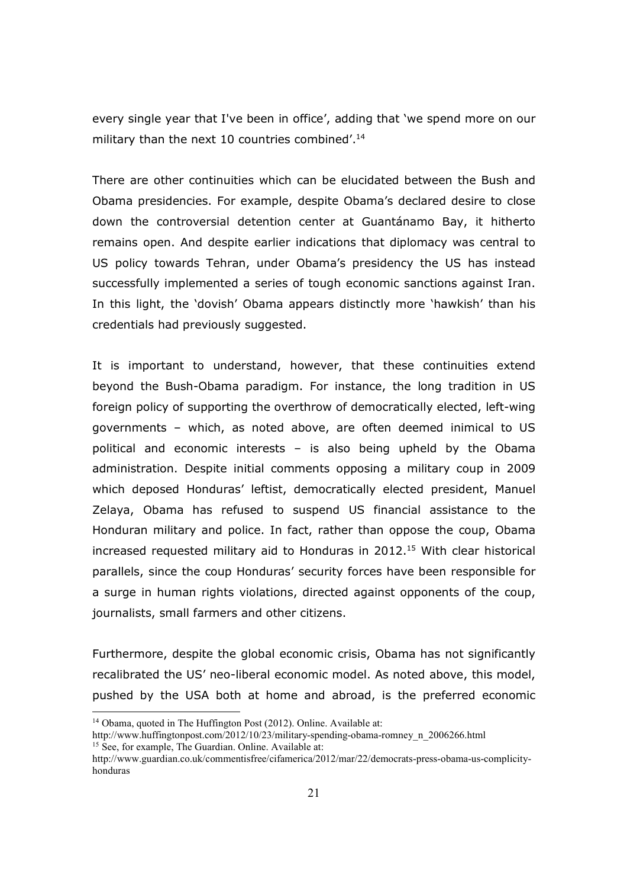every single year that I've been in office', adding that 'we spend more on our military than the next 10 countries combined'.[14]

There are other continuities which can be elucidated between the Bush and Obama presidencies. For example, despite Obama's declared desire to close down the controversial detention center at Guantánamo Bay, it hitherto remains open. And despite earlier indications that diplomacy was central to US policy towards Tehran, under Obama's presidency the US has instead successfully implemented a series of tough economic sanctions against Iran. In this light, the 'dovish' Obama appears distinctly more 'hawkish' than his credentials had previously suggested.

It is important to understand, however, that these continuities extend beyond the Bush-Obama paradigm. For instance, the long tradition in US foreign policy of supporting the overthrow of democratically elected, left-wing governments – which, as noted above, are often deemed inimical to US political and economic interests – is also being upheld by the Obama administration. Despite initial comments opposing a military coup in 2009 which deposed Honduras' leftist, democratically elected president, Manuel Zelaya, Obama has refused to suspend US financial assistance to the Honduran military and police. In fact, rather than oppose the coup, Obama increased requested military aid to Honduras in 2012.[15] With clear historical parallels, since the coup Honduras' security forces have been responsible for a surge in human rights violations, directed against opponents of the coup, journalists, small farmers and other citizens.

Furthermore, despite the global economic crisis, Obama has not significantly recalibrated the US' neo-liberal economic model. As noted above, this model, pushed by the USA both at home and abroad, is the preferred economic

---

[14] Obama, quoted in The Huffington Post (2012). Online. Available at: http://www.huffingtonpost.com/2012/10/23/military-spending-obama-romney_n_2006266.html

[15] See, for example, The Guardian. Online. Available at: http://www.guardian.co.uk/commentisfree/cifamerica/2012/mar/22/democrats-press-obama-us-complicity-honduras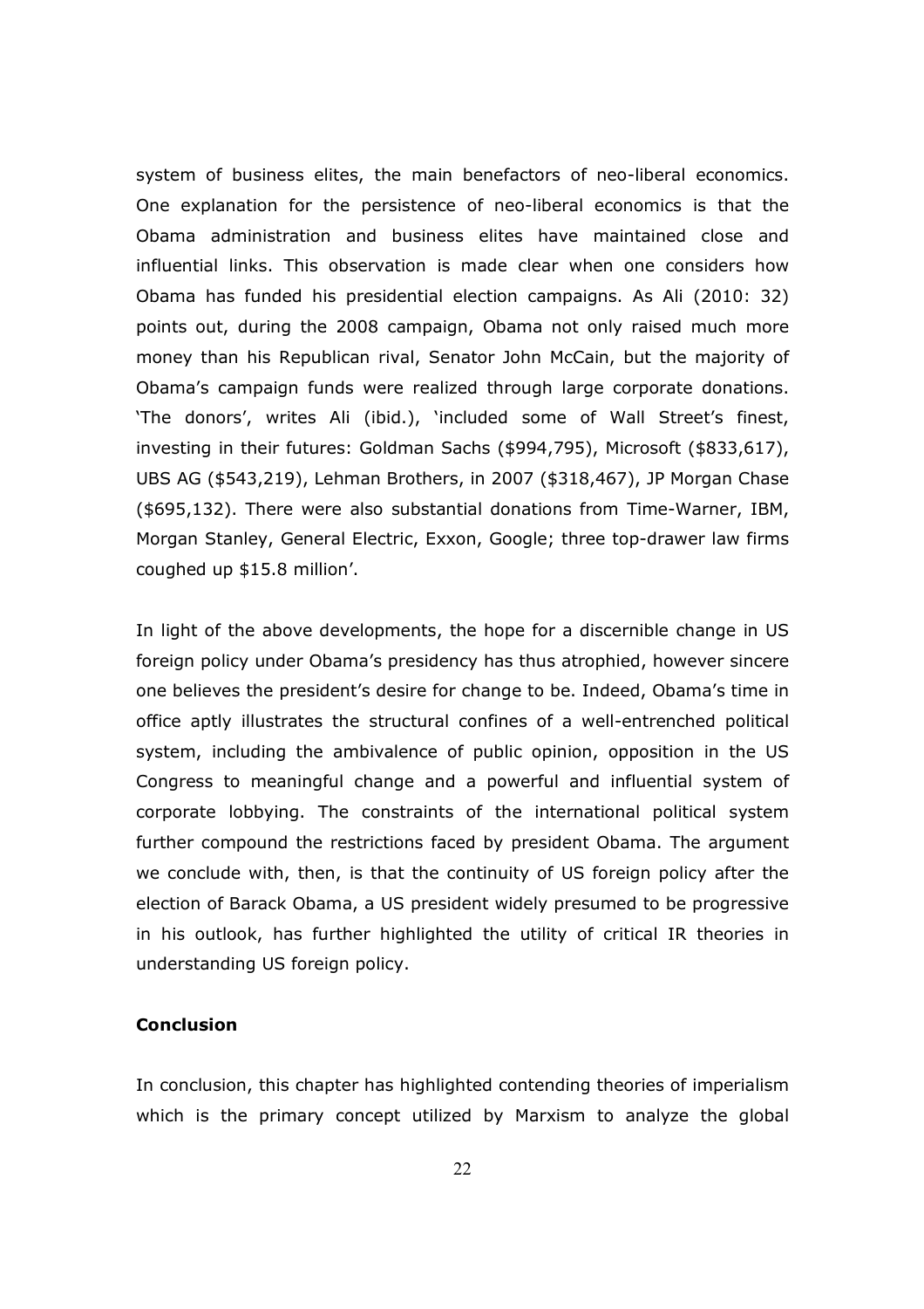system of business elites, the main benefactors of neo-liberal economics. One explanation for the persistence of neo-liberal economics is that the Obama administration and business elites have maintained close and influential links. This observation is made clear when one considers how Obama has funded his presidential election campaigns. As Ali (2010: 32) points out, during the 2008 campaign, Obama not only raised much more money than his Republican rival, Senator John McCain, but the majority of Obama's campaign funds were realized through large corporate donations. 'The donors', writes Ali (ibid.), 'included some of Wall Street's finest, investing in their futures: Goldman Sachs ($994,795), Microsoft ($833,617), UBS AG ($543,219), Lehman Brothers, in 2007 ($318,467), JP Morgan Chase ($695,132). There were also substantial donations from Time-Warner, IBM, Morgan Stanley, General Electric, Exxon, Google; three top-drawer law firms coughed up $15.8 million'.

In light of the above developments, the hope for a discernible change in US foreign policy under Obama's presidency has thus atrophied, however sincere one believes the president's desire for change to be. Indeed, Obama's time in office aptly illustrates the structural confines of a well-entrenched political system, including the ambivalence of public opinion, opposition in the US Congress to meaningful change and a powerful and influential system of corporate lobbying. The constraints of the international political system further compound the restrictions faced by president Obama. The argument we conclude with, then, is that the continuity of US foreign policy after the election of Barack Obama, a US president widely presumed to be progressive in his outlook, has further highlighted the utility of critical IR theories in understanding US foreign policy.

## Conclusion

In conclusion, this chapter has highlighted contending theories of imperialism which is the primary concept utilized by Marxism to analyze the global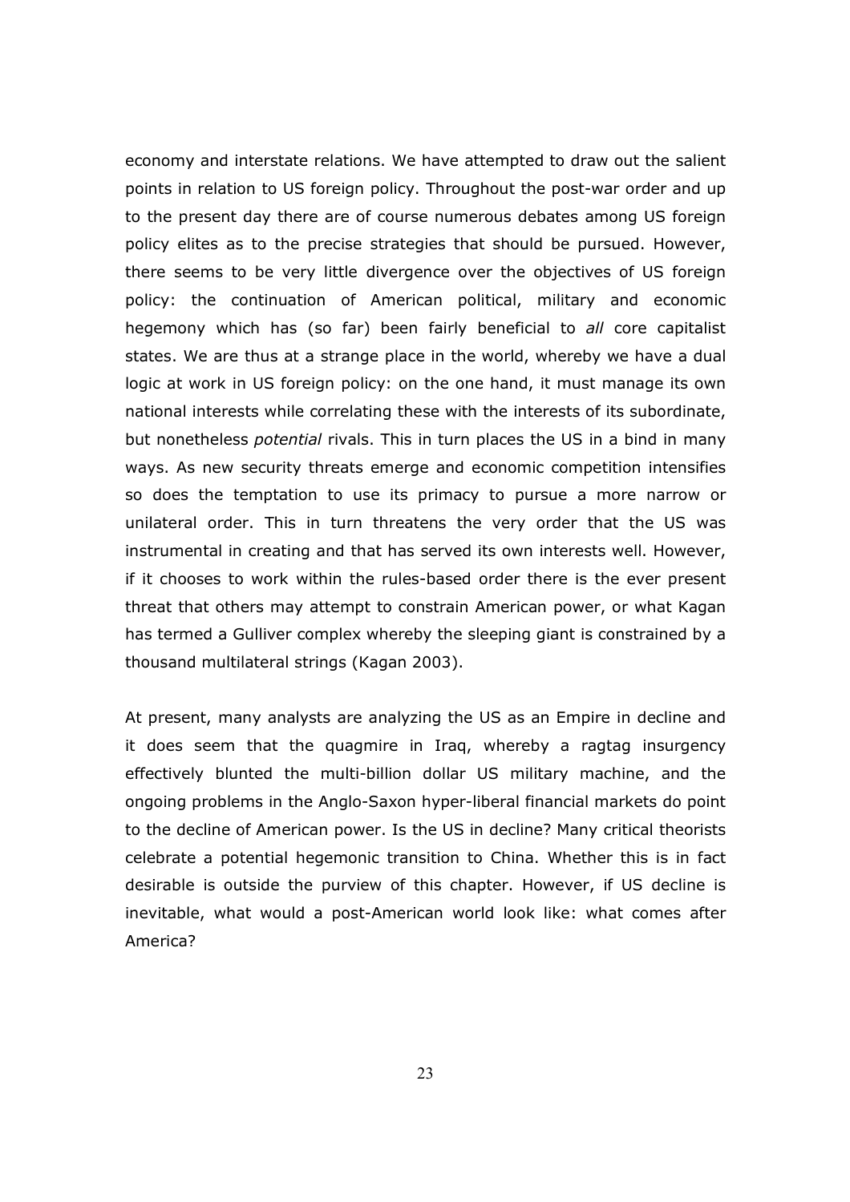economy and interstate relations. We have attempted to draw out the salient points in relation to US foreign policy. Throughout the post-war order and up to the present day there are of course numerous debates among US foreign policy elites as to the precise strategies that should be pursued. However, there seems to be very little divergence over the objectives of US foreign policy: the continuation of American political, military and economic hegemony which has (so far) been fairly beneficial to *all* core capitalist states. We are thus at a strange place in the world, whereby we have a dual logic at work in US foreign policy: on the one hand, it must manage its own national interests while correlating these with the interests of its subordinate, but nonetheless *potential* rivals. This in turn places the US in a bind in many ways. As new security threats emerge and economic competition intensifies so does the temptation to use its primacy to pursue a more narrow or unilateral order. This in turn threatens the very order that the US was instrumental in creating and that has served its own interests well. However, if it chooses to work within the rules-based order there is the ever present threat that others may attempt to constrain American power, or what Kagan has termed a Gulliver complex whereby the sleeping giant is constrained by a thousand multilateral strings (Kagan 2003).

At present, many analysts are analyzing the US as an Empire in decline and it does seem that the quagmire in Iraq, whereby a ragtag insurgency effectively blunted the multi-billion dollar US military machine, and the ongoing problems in the Anglo-Saxon hyper-liberal financial markets do point to the decline of American power. Is the US in decline? Many critical theorists celebrate a potential hegemonic transition to China. Whether this is in fact desirable is outside the purview of this chapter. However, if US decline is inevitable, what would a post-American world look like: what comes after America?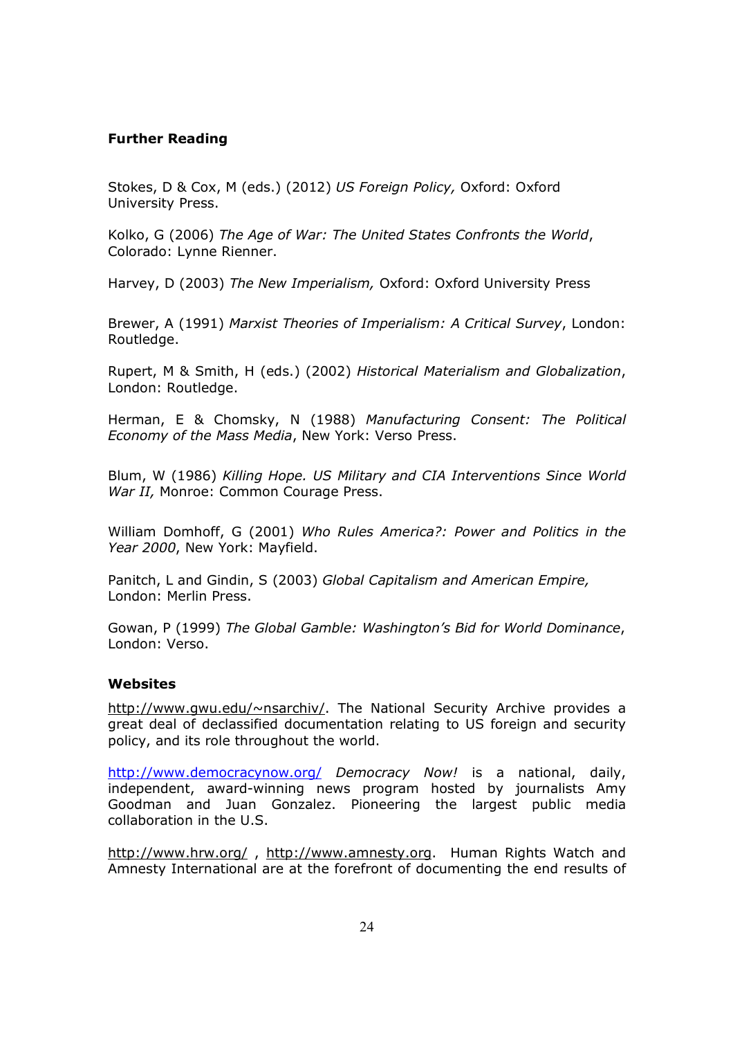**Further Reading**

Stokes, D & Cox, M (eds.) (2012) *US Foreign Policy,* Oxford: Oxford University Press.

Kolko, G (2006) *The Age of War: The United States Confronts the World*, Colorado: Lynne Rienner.

Harvey, D (2003) *The New Imperialism,* Oxford: Oxford University Press

Brewer, A (1991) *Marxist Theories of Imperialism: A Critical Survey*, London: Routledge.

Rupert, M & Smith, H (eds.) (2002) *Historical Materialism and Globalization*, London: Routledge.

Herman, E & Chomsky, N (1988) *Manufacturing Consent: The Political Economy of the Mass Media*, New York: Verso Press.

Blum, W (1986) *Killing Hope. US Military and CIA Interventions Since World War II,* Monroe: Common Courage Press.

William Domhoff, G (2001) *Who Rules America?: Power and Politics in the Year 2000*, New York: Mayfield.

Panitch, L and Gindin, S (2003) *Global Capitalism and American Empire,* London: Merlin Press.

Gowan, P (1999) *The Global Gamble: Washington's Bid for World Dominance*, London: Verso.

**Websites**

http://www.gwu.edu/~nsarchiv/. The National Security Archive provides a great deal of declassified documentation relating to US foreign and security policy, and its role throughout the world.

http://www.democracynow.org/ *Democracy Now!* is a national, daily, independent, award-winning news program hosted by journalists Amy Goodman and Juan Gonzalez. Pioneering the largest public media collaboration in the U.S.

http://www.hrw.org/ , http://www.amnesty.org. Human Rights Watch and Amnesty International are at the forefront of documenting the end results of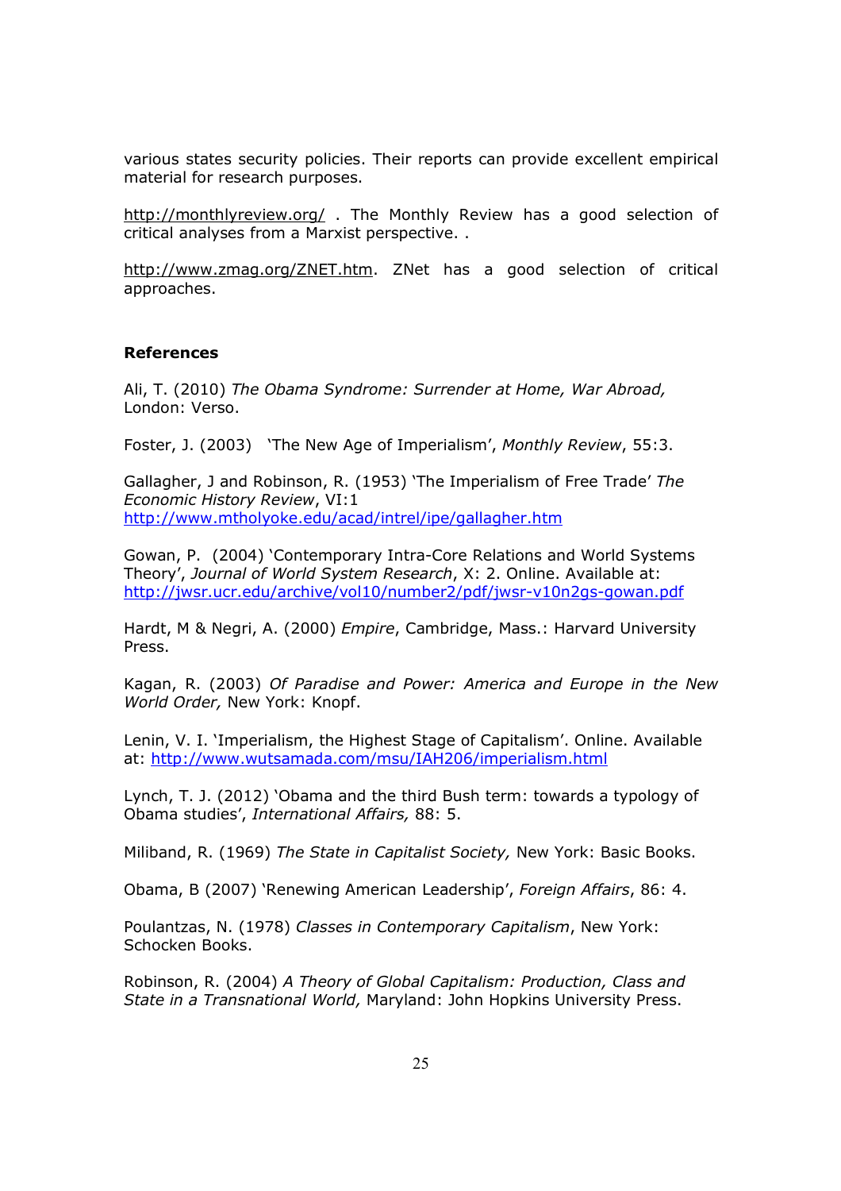various states security policies. Their reports can provide excellent empirical material for research purposes.

http://monthlyreview.org/ . The Monthly Review has a good selection of critical analyses from a Marxist perspective. .

http://www.zmag.org/ZNET.htm. ZNet has a good selection of critical approaches.

**References**

Ali, T. (2010) *The Obama Syndrome: Surrender at Home, War Abroad,* London: Verso.

Foster, J. (2003) 'The New Age of Imperialism', *Monthly Review*, 55:3.

Gallagher, J and Robinson, R. (1953) 'The Imperialism of Free Trade' *The Economic History Review*, VI:1 http://www.mtholyoke.edu/acad/intrel/ipe/gallagher.htm

Gowan, P. (2004) 'Contemporary Intra-Core Relations and World Systems Theory', *Journal of World System Research*, X: 2. Online. Available at: http://jwsr.ucr.edu/archive/vol10/number2/pdf/jwsr-v10n2gs-gowan.pdf

Hardt, M & Negri, A. (2000) *Empire*, Cambridge, Mass.: Harvard University Press.

Kagan, R. (2003) *Of Paradise and Power: America and Europe in the New World Order,* New York: Knopf.

Lenin, V. I. 'Imperialism, the Highest Stage of Capitalism'. Online. Available at: http://www.wutsamada.com/msu/IAH206/imperialism.html

Lynch, T. J. (2012) 'Obama and the third Bush term: towards a typology of Obama studies', *International Affairs,* 88: 5.

Miliband, R. (1969) *The State in Capitalist Society,* New York: Basic Books.

Obama, B (2007) 'Renewing American Leadership', *Foreign Affairs*, 86: 4.

Poulantzas, N. (1978) *Classes in Contemporary Capitalism*, New York: Schocken Books.

Robinson, R. (2004) *A Theory of Global Capitalism: Production, Class and State in a Transnational World,* Maryland: John Hopkins University Press.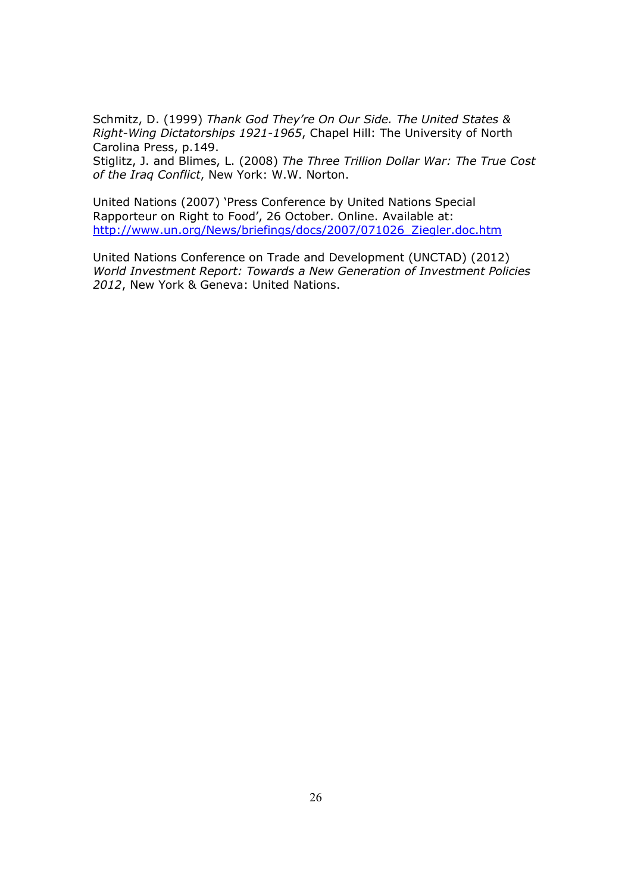Schmitz, D. (1999) *Thank God They're On Our Side. The United States & Right-Wing Dictatorships 1921-1965*, Chapel Hill: The University of North Carolina Press, p.149.
Stiglitz, J. and Blimes, L. (2008) *The Three Trillion Dollar War: The True Cost of the Iraq Conflict*, New York: W.W. Norton.

United Nations (2007) 'Press Conference by United Nations Special Rapporteur on Right to Food', 26 October. Online. Available at: http://www.un.org/News/briefings/docs/2007/071026_Ziegler.doc.htm

United Nations Conference on Trade and Development (UNCTAD) (2012) *World Investment Report: Towards a New Generation of Investment Policies 2012*, New York & Geneva: United Nations.